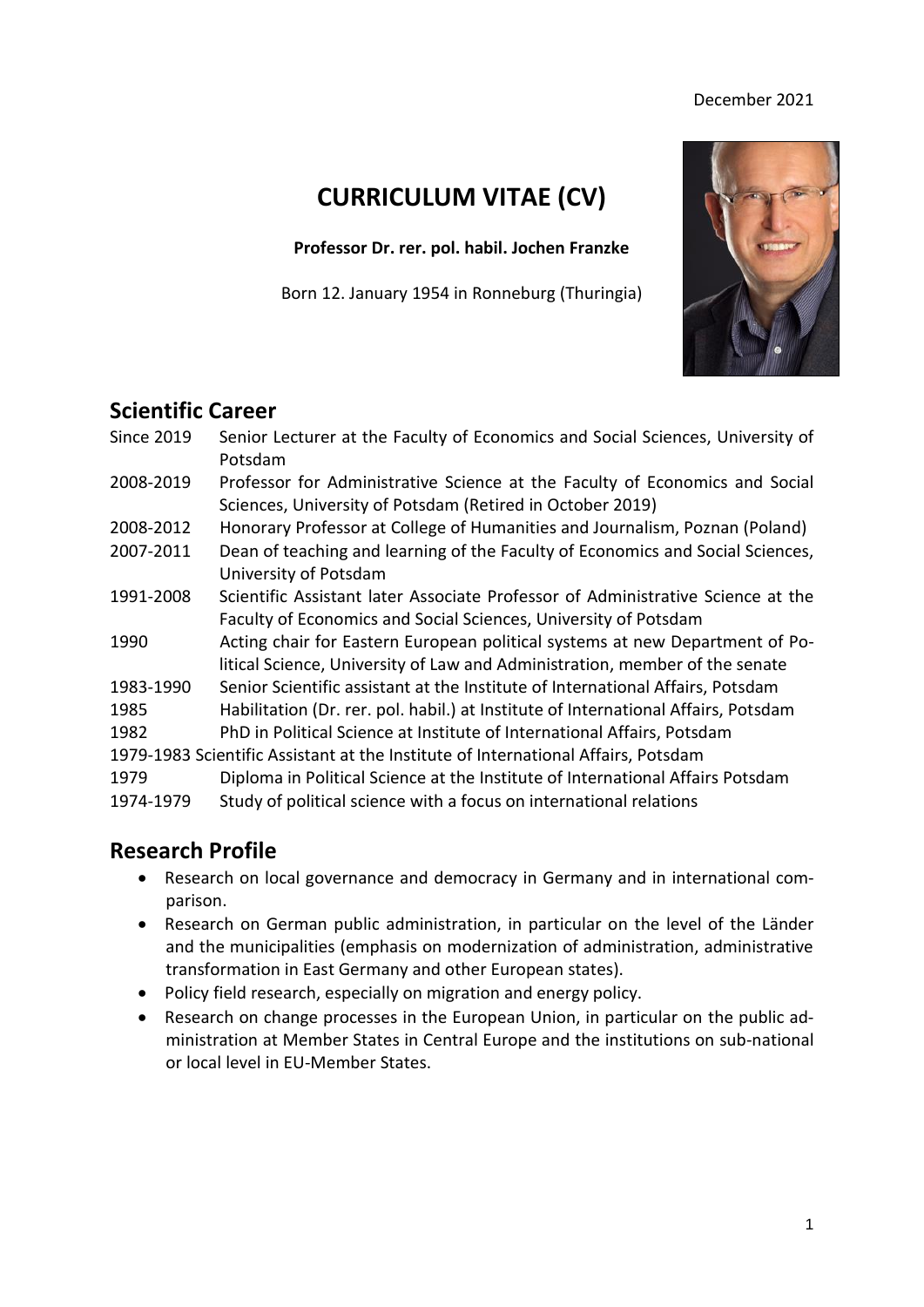December 2021

# CURRICULUM VITAE (CV)

**Professor Dr. rer. pol. habil. Jochen Franzke**

Born 12. January 1954 in Ronneburg (Thuringia)

## Scientific Career

| | |
|---|---|
| Since 2019 | Senior Lecturer at the Faculty of Economics and Social Sciences, University of Potsdam |
| 2008-2019 | Professor for Administrative Science at the Faculty of Economics and Social Sciences, University of Potsdam (Retired in October 2019) |
| 2008-2012 | Honorary Professor at College of Humanities and Journalism, Poznan (Poland) |
| 2007-2011 | Dean of teaching and learning of the Faculty of Economics and Social Sciences, University of Potsdam |
| 1991-2008 | Scientific Assistant later Associate Professor of Administrative Science at the Faculty of Economics and Social Sciences, University of Potsdam |
| 1990 | Acting chair for Eastern European political systems at new Department of Political Science, University of Law and Administration, member of the senate |
| 1983-1990 | Senior Scientific assistant at the Institute of International Affairs, Potsdam |
| 1985 | Habilitation (Dr. rer. pol. habil.) at Institute of International Affairs, Potsdam |
| 1982 | PhD in Political Science at Institute of International Affairs, Potsdam |
| 1979-1983 | Scientific Assistant at the Institute of International Affairs, Potsdam |
| 1979 | Diploma in Political Science at the Institute of International Affairs Potsdam |
| 1974-1979 | Study of political science with a focus on international relations |

## Research Profile

- Research on local governance and democracy in Germany and in international comparison.
- Research on German public administration, in particular on the level of the Länder and the municipalities (emphasis on modernization of administration, administrative transformation in East Germany and other European states).
- Policy field research, especially on migration and energy policy.
- Research on change processes in the European Union, in particular on the public administration at Member States in Central Europe and the institutions on sub-national or local level in EU-Member States.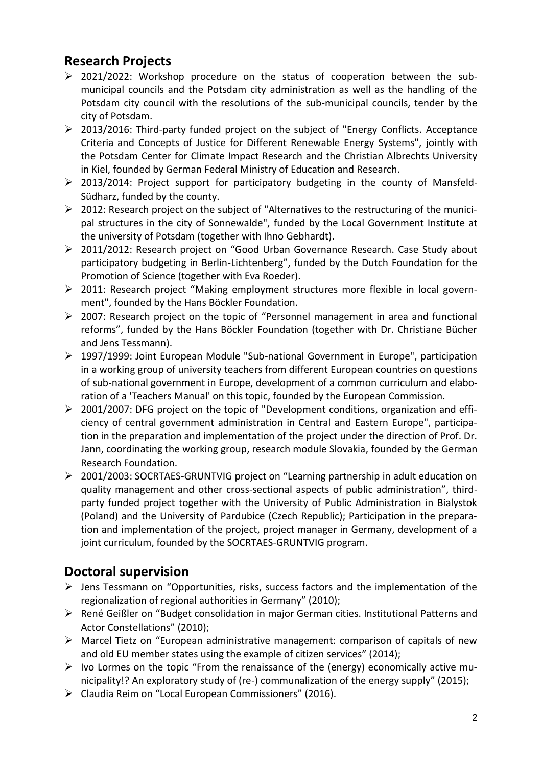## Research Projects

- 2021/2022: Workshop procedure on the status of cooperation between the sub-municipal councils and the Potsdam city administration as well as the handling of the Potsdam city council with the resolutions of the sub-municipal councils, tender by the city of Potsdam.
- 2013/2016: Third-party funded project on the subject of "Energy Conflicts. Acceptance Criteria and Concepts of Justice for Different Renewable Energy Systems", jointly with the Potsdam Center for Climate Impact Research and the Christian Albrechts University in Kiel, founded by German Federal Ministry of Education and Research.
- 2013/2014: Project support for participatory budgeting in the county of Mansfeld-Südharz, funded by the county.
- 2012: Research project on the subject of "Alternatives to the restructuring of the municipal structures in the city of Sonnewalde", funded by the Local Government Institute at the university of Potsdam (together with Ihno Gebhardt).
- 2011/2012: Research project on "Good Urban Governance Research. Case Study about participatory budgeting in Berlin-Lichtenberg", funded by the Dutch Foundation for the Promotion of Science (together with Eva Roeder).
- 2011: Research project "Making employment structures more flexible in local government", founded by the Hans Böckler Foundation.
- 2007: Research project on the topic of "Personnel management in area and functional reforms", funded by the Hans Böckler Foundation (together with Dr. Christiane Bücher and Jens Tessmann).
- 1997/1999: Joint European Module "Sub-national Government in Europe", participation in a working group of university teachers from different European countries on questions of sub-national government in Europe, development of a common curriculum and elaboration of a 'Teachers Manual' on this topic, founded by the European Commission.
- 2001/2007: DFG project on the topic of "Development conditions, organization and efficiency of central government administration in Central and Eastern Europe", participation in the preparation and implementation of the project under the direction of Prof. Dr. Jann, coordinating the working group, research module Slovakia, founded by the German Research Foundation.
- 2001/2003: SOCRTAES-GRUNTVIG project on "Learning partnership in adult education on quality management and other cross-sectional aspects of public administration", third-party funded project together with the University of Public Administration in Bialystok (Poland) and the University of Pardubice (Czech Republic); Participation in the preparation and implementation of the project, project manager in Germany, development of a joint curriculum, founded by the SOCRTAES-GRUNTVIG program.

## Doctoral supervision

- Jens Tessmann on "Opportunities, risks, success factors and the implementation of the regionalization of regional authorities in Germany" (2010);
- René Geißler on "Budget consolidation in major German cities. Institutional Patterns and Actor Constellations" (2010);
- Marcel Tietz on "European administrative management: comparison of capitals of new and old EU member states using the example of citizen services" (2014);
- Ivo Lormes on the topic "From the renaissance of the (energy) economically active municipality!? An exploratory study of (re-) communalization of the energy supply" (2015);
- Claudia Reim on "Local European Commissioners" (2016).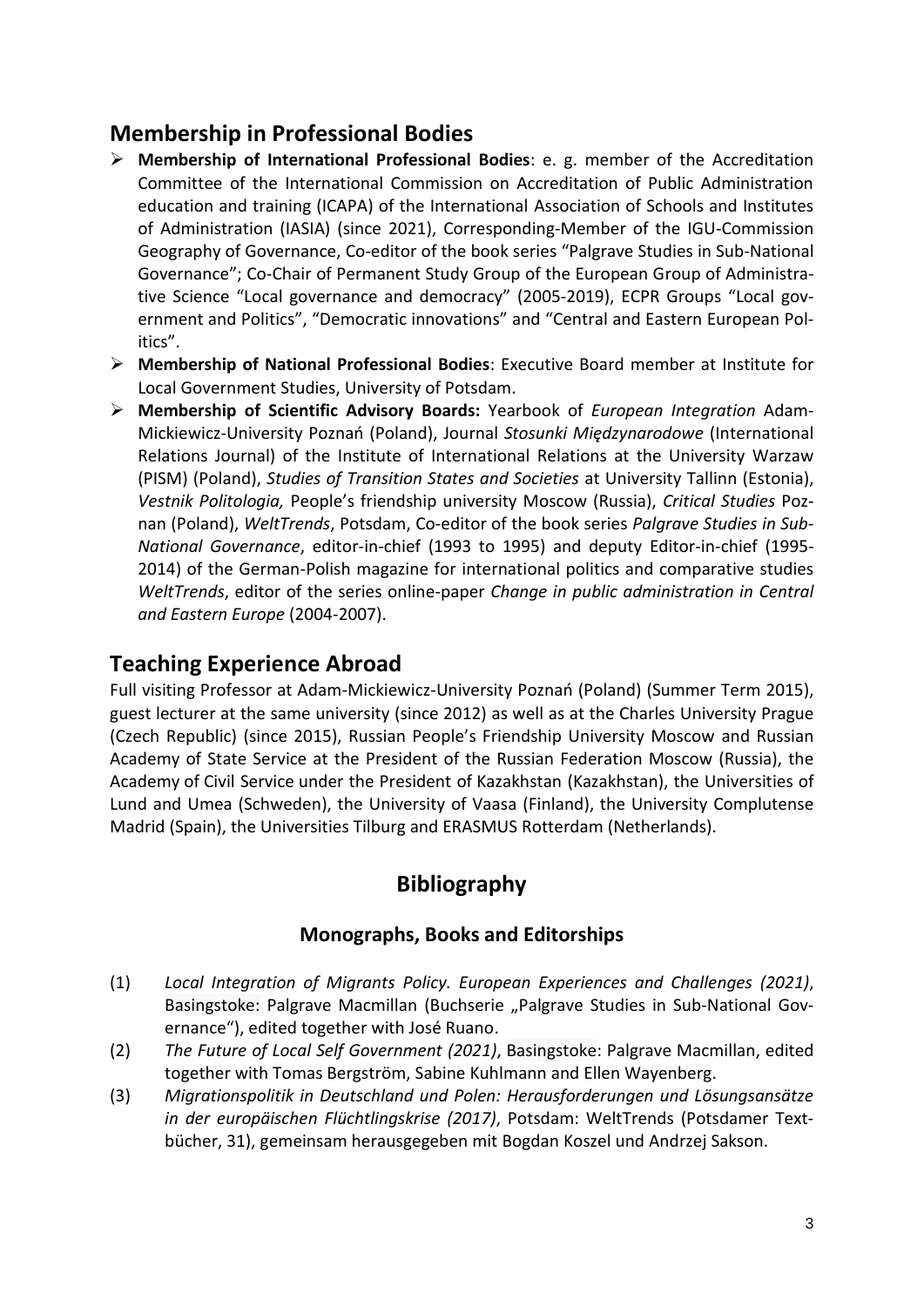## Membership in Professional Bodies

- **Membership of International Professional Bodies**: e. g. member of the Accreditation Committee of the International Commission on Accreditation of Public Administration education and training (ICAPA) of the International Association of Schools and Institutes of Administration (IASIA) (since 2021), Corresponding-Member of the IGU-Commission Geography of Governance, Co-editor of the book series "Palgrave Studies in Sub-National Governance"; Co-Chair of Permanent Study Group of the European Group of Administrative Science "Local governance and democracy" (2005-2019), ECPR Groups "Local government and Politics", "Democratic innovations" and "Central and Eastern European Politics".
- **Membership of National Professional Bodies**: Executive Board member at Institute for Local Government Studies, University of Potsdam.
- **Membership of Scientific Advisory Boards:** Yearbook of *European Integration* Adam-Mickiewicz-University Poznań (Poland), Journal *Stosunki Międzynarodowe* (International Relations Journal) of the Institute of International Relations at the University Warzaw (PISM) (Poland), *Studies of Transition States and Societies* at University Tallinn (Estonia), *Vestnik Politologia,* People's friendship university Moscow (Russia), *Critical Studies* Poznan (Poland), *WeltTrends*, Potsdam, Co-editor of the book series *Palgrave Studies in Sub-National Governance*, editor-in-chief (1993 to 1995) and deputy Editor-in-chief (1995-2014) of the German-Polish magazine for international politics and comparative studies *WeltTrends*, editor of the series online-paper *Change in public administration in Central and Eastern Europe* (2004-2007).

## Teaching Experience Abroad

Full visiting Professor at Adam-Mickiewicz-University Poznań (Poland) (Summer Term 2015), guest lecturer at the same university (since 2012) as well as at the Charles University Prague (Czech Republic) (since 2015), Russian People's Friendship University Moscow and Russian Academy of State Service at the President of the Russian Federation Moscow (Russia), the Academy of Civil Service under the President of Kazakhstan (Kazakhstan), the Universities of Lund and Umea (Schweden), the University of Vaasa (Finland), the University Complutense Madrid (Spain), the Universities Tilburg and ERASMUS Rotterdam (Netherlands).

# Bibliography

### Monographs, Books and Editorships

(1) *Local Integration of Migrants Policy. European Experiences and Challenges (2021)*, Basingstoke: Palgrave Macmillan (Buchserie „Palgrave Studies in Sub-National Governance"), edited together with José Ruano.

(2) *The Future of Local Self Government (2021)*, Basingstoke: Palgrave Macmillan, edited together with Tomas Bergström, Sabine Kuhlmann and Ellen Wayenberg.

(3) *Migrationspolitik in Deutschland und Polen: Herausforderungen und Lösungsansätze in der europäischen Flüchtlingskrise (2017)*, Potsdam: WeltTrends (Potsdamer Textbücher, 31), gemeinsam herausgegeben mit Bogdan Koszel und Andrzej Sakson.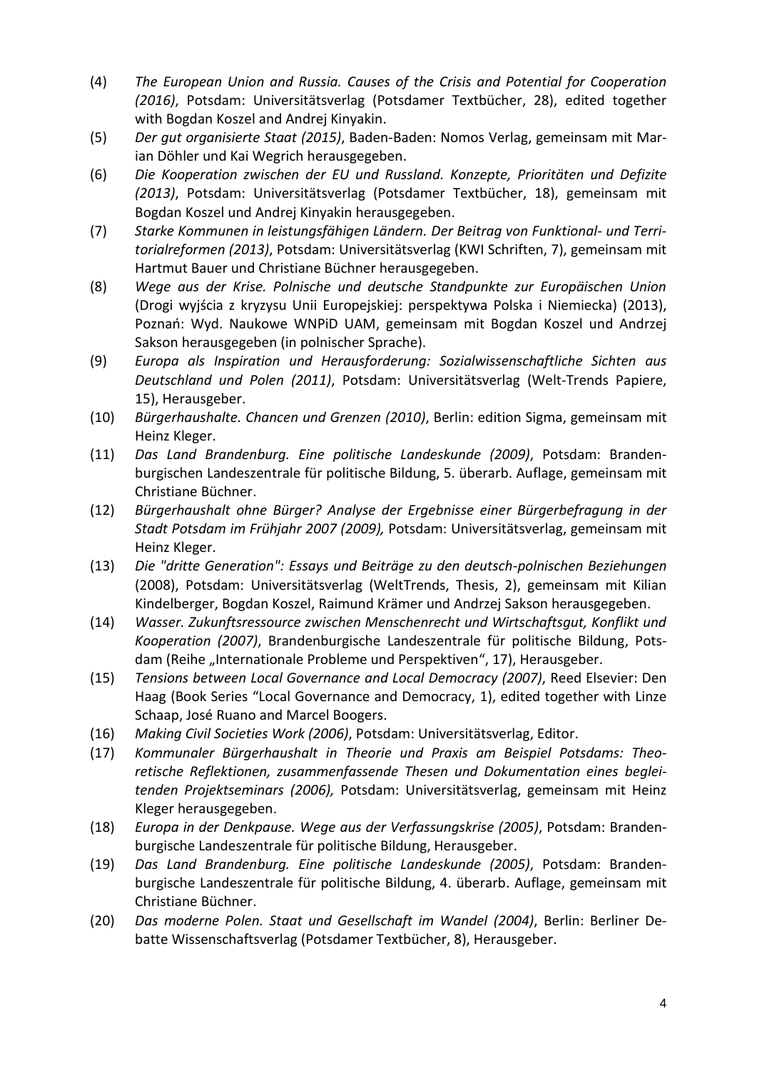(4) *The European Union and Russia. Causes of the Crisis and Potential for Cooperation (2016)*, Potsdam: Universitätsverlag (Potsdamer Textbücher, 28), edited together with Bogdan Koszel and Andrej Kinyakin.

(5) *Der gut organisierte Staat (2015)*, Baden-Baden: Nomos Verlag, gemeinsam mit Marian Döhler und Kai Wegrich herausgegeben.

(6) *Die Kooperation zwischen der EU und Russland. Konzepte, Prioritäten und Defizite (2013)*, Potsdam: Universitätsverlag (Potsdamer Textbücher, 18), gemeinsam mit Bogdan Koszel und Andrej Kinyakin herausgegeben.

(7) *Starke Kommunen in leistungsfähigen Ländern. Der Beitrag von Funktional- und Territorialreformen (2013)*, Potsdam: Universitätsverlag (KWI Schriften, 7), gemeinsam mit Hartmut Bauer und Christiane Büchner herausgegeben.

(8) *Wege aus der Krise. Polnische und deutsche Standpunkte zur Europäischen Union* (Drogi wyjścia z kryzysu Unii Europejskiej: perspektywa Polska i Niemiecka) (2013), Poznań: Wyd. Naukowe WNPiD UAM, gemeinsam mit Bogdan Koszel und Andrzej Sakson herausgegeben (in polnischer Sprache).

(9) *Europa als Inspiration und Herausforderung: Sozialwissenschaftliche Sichten aus Deutschland und Polen (2011)*, Potsdam: Universitätsverlag (Welt-Trends Papiere, 15), Herausgeber.

(10) *Bürgerhaushalte. Chancen und Grenzen (2010)*, Berlin: edition Sigma, gemeinsam mit Heinz Kleger.

(11) *Das Land Brandenburg. Eine politische Landeskunde (2009)*, Potsdam: Brandenburgischen Landeszentrale für politische Bildung, 5. überarb. Auflage, gemeinsam mit Christiane Büchner.

(12) *Bürgerhaushalt ohne Bürger? Analyse der Ergebnisse einer Bürgerbefragung in der Stadt Potsdam im Frühjahr 2007 (2009),* Potsdam: Universitätsverlag, gemeinsam mit Heinz Kleger.

(13) *Die "dritte Generation": Essays und Beiträge zu den deutsch-polnischen Beziehungen* (2008), Potsdam: Universitätsverlag (WeltTrends, Thesis, 2), gemeinsam mit Kilian Kindelberger, Bogdan Koszel, Raimund Krämer und Andrzej Sakson herausgegeben.

(14) *Wasser. Zukunftsressource zwischen Menschenrecht und Wirtschaftsgut, Konflikt und Kooperation (2007)*, Brandenburgische Landeszentrale für politische Bildung, Potsdam (Reihe „Internationale Probleme und Perspektiven", 17), Herausgeber.

(15) *Tensions between Local Governance and Local Democracy (2007)*, Reed Elsevier: Den Haag (Book Series "Local Governance and Democracy, 1), edited together with Linze Schaap, José Ruano and Marcel Boogers.

(16) *Making Civil Societies Work (2006)*, Potsdam: Universitätsverlag, Editor.

(17) *Kommunaler Bürgerhaushalt in Theorie und Praxis am Beispiel Potsdams: Theoretische Reflektionen, zusammenfassende Thesen und Dokumentation eines begleitenden Projektseminars (2006),* Potsdam: Universitätsverlag, gemeinsam mit Heinz Kleger herausgegeben.

(18) *Europa in der Denkpause. Wege aus der Verfassungskrise (2005)*, Potsdam: Brandenburgische Landeszentrale für politische Bildung, Herausgeber.

(19) *Das Land Brandenburg. Eine politische Landeskunde (2005)*, Potsdam: Brandenburgische Landeszentrale für politische Bildung, 4. überarb. Auflage, gemeinsam mit Christiane Büchner.

(20) *Das moderne Polen. Staat und Gesellschaft im Wandel (2004)*, Berlin: Berliner Debatte Wissenschaftsverlag (Potsdamer Textbücher, 8), Herausgeber.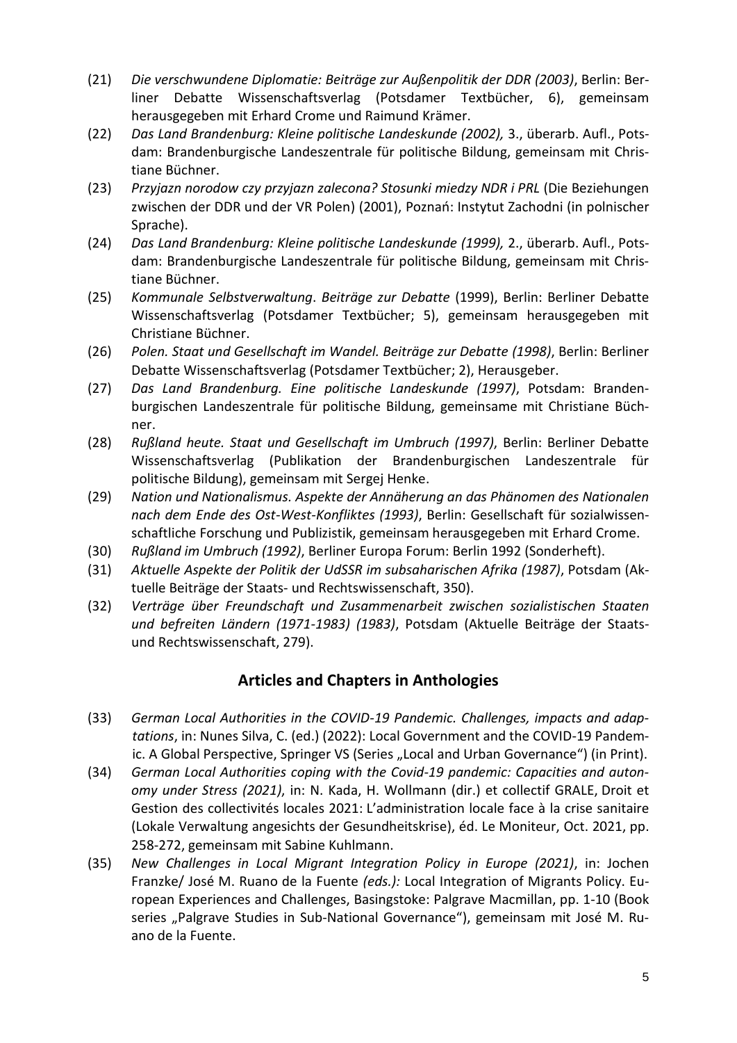(21) *Die verschwundene Diplomatie: Beiträge zur Außenpolitik der DDR (2003)*, Berlin: Berliner Debatte Wissenschaftsverlag (Potsdamer Textbücher, 6), gemeinsam herausgegeben mit Erhard Crome und Raimund Krämer.

(22) *Das Land Brandenburg: Kleine politische Landeskunde (2002),* 3., überarb. Aufl., Potsdam: Brandenburgische Landeszentrale für politische Bildung, gemeinsam mit Christiane Büchner.

(23) *Przyjazn norodow czy przyjazn zalecona? Stosunki miedzy NDR i PRL* (Die Beziehungen zwischen der DDR und der VR Polen) (2001), Poznań: Instytut Zachodni (in polnischer Sprache).

(24) *Das Land Brandenburg: Kleine politische Landeskunde (1999),* 2., überarb. Aufl., Potsdam: Brandenburgische Landeszentrale für politische Bildung, gemeinsam mit Christiane Büchner.

(25) *Kommunale Selbstverwaltung*. *Beiträge zur Debatte* (1999), Berlin: Berliner Debatte Wissenschaftsverlag (Potsdamer Textbücher; 5), gemeinsam herausgegeben mit Christiane Büchner.

(26) *Polen. Staat und Gesellschaft im Wandel. Beiträge zur Debatte (1998)*, Berlin: Berliner Debatte Wissenschaftsverlag (Potsdamer Textbücher; 2), Herausgeber.

(27) *Das Land Brandenburg. Eine politische Landeskunde (1997)*, Potsdam: Brandenburgischen Landeszentrale für politische Bildung, gemeinsame mit Christiane Büchner.

(28) *Rußland heute. Staat und Gesellschaft im Umbruch (1997)*, Berlin: Berliner Debatte Wissenschaftsverlag (Publikation der Brandenburgischen Landeszentrale für politische Bildung), gemeinsam mit Sergej Henke.

(29) *Nation und Nationalismus. Aspekte der Annäherung an das Phänomen des Nationalen nach dem Ende des Ost-West-Konfliktes (1993)*, Berlin: Gesellschaft für sozialwissenschaftliche Forschung und Publizistik, gemeinsam herausgegeben mit Erhard Crome.

(30) *Rußland im Umbruch (1992)*, Berliner Europa Forum: Berlin 1992 (Sonderheft).

(31) *Aktuelle Aspekte der Politik der UdSSR im subsaharischen Afrika (1987)*, Potsdam (Aktuelle Beiträge der Staats- und Rechtswissenschaft, 350).

(32) *Verträge über Freundschaft und Zusammenarbeit zwischen sozialistischen Staaten und befreiten Ländern (1971-1983) (1983)*, Potsdam (Aktuelle Beiträge der Staats- und Rechtswissenschaft, 279).

## Articles and Chapters in Anthologies

(33) *German Local Authorities in the COVID-19 Pandemic. Challenges, impacts and adaptations*, in: Nunes Silva, C. (ed.) (2022): Local Government and the COVID-19 Pandemic. A Global Perspective, Springer VS (Series „Local and Urban Governance") (in Print).

(34) *German Local Authorities coping with the Covid-19 pandemic: Capacities and autonomy under Stress (2021)*, in: N. Kada, H. Wollmann (dir.) et collectif GRALE, Droit et Gestion des collectivités locales 2021: L'administration locale face à la crise sanitaire (Lokale Verwaltung angesichts der Gesundheitskrise), éd. Le Moniteur, Oct. 2021, pp. 258-272, gemeinsam mit Sabine Kuhlmann.

(35) *New Challenges in Local Migrant Integration Policy in Europe (2021)*, in: Jochen Franzke/ José M. Ruano de la Fuente *(eds.):* Local Integration of Migrants Policy. European Experiences and Challenges, Basingstoke: Palgrave Macmillan, pp. 1-10 (Book series „Palgrave Studies in Sub-National Governance"), gemeinsam mit José M. Ruano de la Fuente.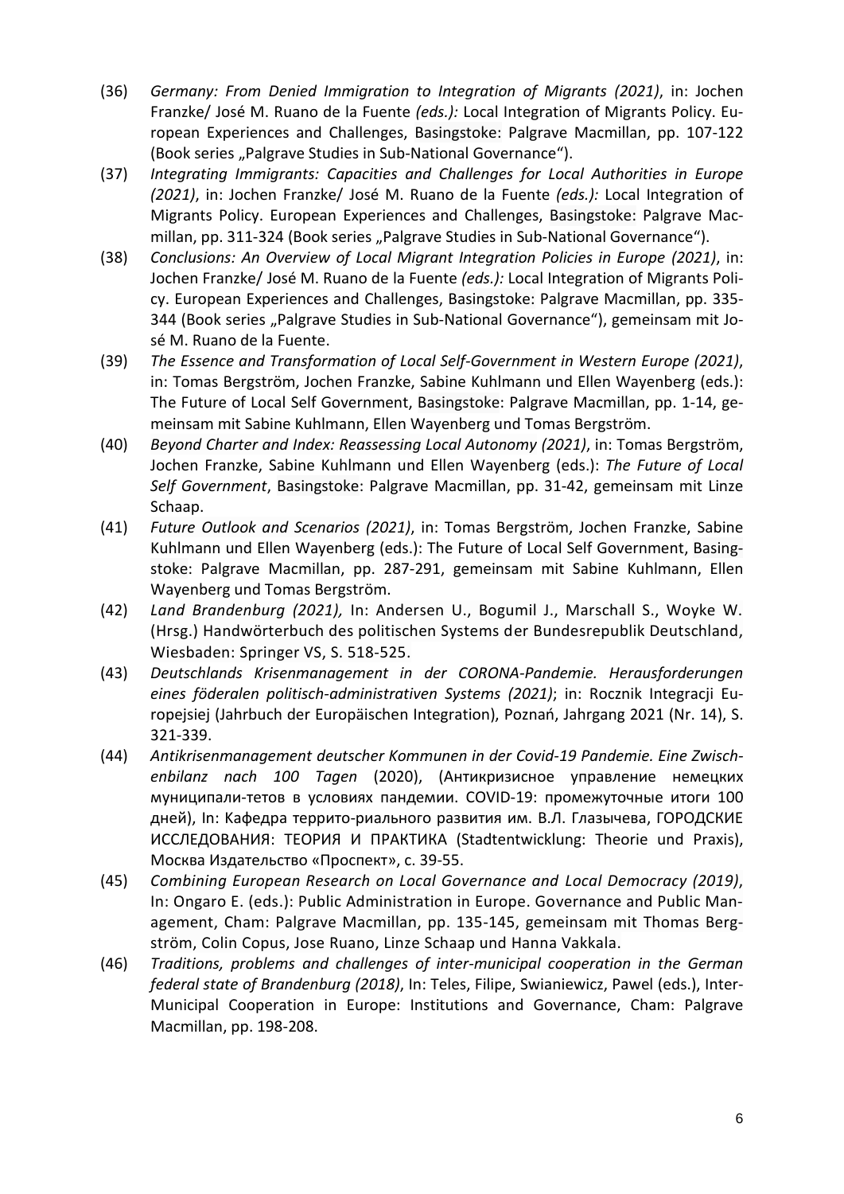(36) *Germany: From Denied Immigration to Integration of Migrants (2021)*, in: Jochen Franzke/ José M. Ruano de la Fuente *(eds.):* Local Integration of Migrants Policy. European Experiences and Challenges, Basingstoke: Palgrave Macmillan, pp. 107-122 (Book series „Palgrave Studies in Sub-National Governance“).

(37) *Integrating Immigrants: Capacities and Challenges for Local Authorities in Europe (2021)*, in: Jochen Franzke/ José M. Ruano de la Fuente *(eds.):* Local Integration of Migrants Policy. European Experiences and Challenges, Basingstoke: Palgrave Macmillan, pp. 311-324 (Book series „Palgrave Studies in Sub-National Governance“).

(38) *Conclusions: An Overview of Local Migrant Integration Policies in Europe (2021)*, in: Jochen Franzke/ José M. Ruano de la Fuente *(eds.):* Local Integration of Migrants Policy. European Experiences and Challenges, Basingstoke: Palgrave Macmillan, pp. 335-344 (Book series „Palgrave Studies in Sub-National Governance“), gemeinsam mit José M. Ruano de la Fuente.

(39) *The Essence and Transformation of Local Self-Government in Western Europe (2021)*, in: Tomas Bergström, Jochen Franzke, Sabine Kuhlmann und Ellen Wayenberg (eds.): The Future of Local Self Government, Basingstoke: Palgrave Macmillan, pp. 1-14, gemeinsam mit Sabine Kuhlmann, Ellen Wayenberg und Tomas Bergström.

(40) *Beyond Charter and Index: Reassessing Local Autonomy (2021)*, in: Tomas Bergström, Jochen Franzke, Sabine Kuhlmann und Ellen Wayenberg (eds.): *The Future of Local Self Government*, Basingstoke: Palgrave Macmillan, pp. 31-42, gemeinsam mit Linze Schaap.

(41) *Future Outlook and Scenarios (2021)*, in: Tomas Bergström, Jochen Franzke, Sabine Kuhlmann und Ellen Wayenberg (eds.): The Future of Local Self Government, Basingstoke: Palgrave Macmillan, pp. 287-291, gemeinsam mit Sabine Kuhlmann, Ellen Wayenberg und Tomas Bergström.

(42) *Land Brandenburg (2021),* In: Andersen U., Bogumil J., Marschall S., Woyke W. (Hrsg.) Handwörterbuch des politischen Systems der Bundesrepublik Deutschland, Wiesbaden: Springer VS, S. 518-525.

(43) *Deutschlands Krisenmanagement in der CORONA-Pandemie. Herausforderungen eines föderalen politisch-administrativen Systems (2021)*; in: Rocznik Integracji Europejsiej (Jahrbuch der Europäischen Integration), Poznań, Jahrgang 2021 (Nr. 14), S. 321-339.

(44) *Antikrisenmanagement deutscher Kommunen in der Covid-19 Pandemie. Eine Zwischenbilanz nach 100 Tagen* (2020), (Антикризисное управление немецких муниципали-тетов в условиях пандемии. COVID-19: промежуточные итоги 100 дней), In: Кафедра террито-риального развития им. В.Л. Глазычева, ГОРОДСКИЕ ИССЛЕДОВАНИЯ: ТЕОРИЯ И ПРАКТИКА (Stadtentwicklung: Theorie und Praxis), Москва Издательство «Проспект», с. 39-55.

(45) *Combining European Research on Local Governance and Local Democracy (2019)*, In: Ongaro E. (eds.): Public Administration in Europe. Governance and Public Management, Cham: Palgrave Macmillan, pp. 135-145, gemeinsam mit Thomas Bergström, Colin Copus, Jose Ruano, Linze Schaap und Hanna Vakkala.

(46) *Traditions, problems and challenges of inter-municipal cooperation in the German federal state of Brandenburg (2018)*, In: Teles, Filipe, Swianiewicz, Pawel (eds.), Inter-Municipal Cooperation in Europe: Institutions and Governance, Cham: Palgrave Macmillan, pp. 198-208.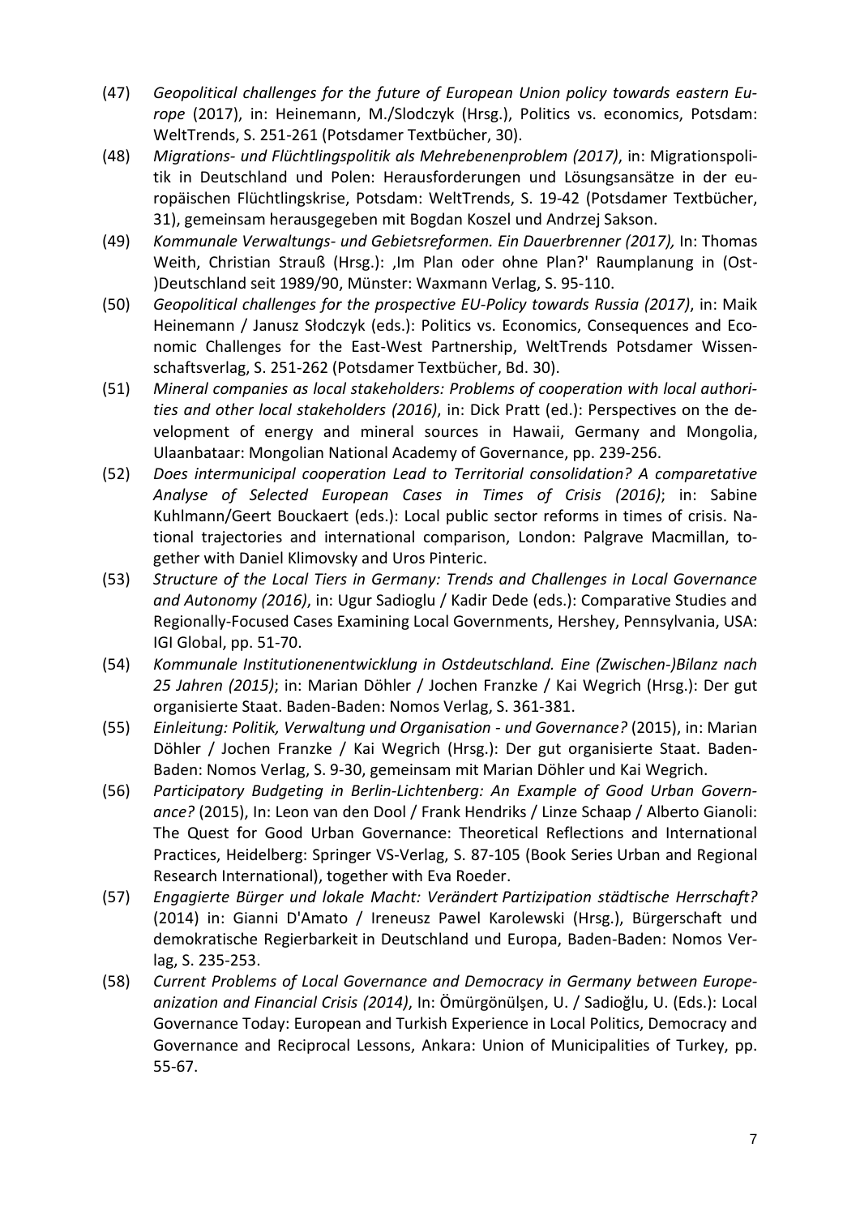(47) *Geopolitical challenges for the future of European Union policy towards eastern Europe* (2017), in: Heinemann, M./Slodczyk (Hrsg.), Politics vs. economics, Potsdam: WeltTrends, S. 251-261 (Potsdamer Textbücher, 30).

(48) *Migrations- und Flüchtlingspolitik als Mehrebenenproblem (2017)*, in: Migrationspolitik in Deutschland und Polen: Herausforderungen und Lösungsansätze in der europäischen Flüchtlingskrise, Potsdam: WeltTrends, S. 19-42 (Potsdamer Textbücher, 31), gemeinsam herausgegeben mit Bogdan Koszel und Andrzej Sakson.

(49) *Kommunale Verwaltungs- und Gebietsreformen. Ein Dauerbrenner (2017),* In: Thomas Weith, Christian Strauß (Hrsg.): ‚Im Plan oder ohne Plan?' Raumplanung in (Ost-)Deutschland seit 1989/90, Münster: Waxmann Verlag, S. 95-110.

(50) *Geopolitical challenges for the prospective EU-Policy towards Russia (2017)*, in: Maik Heinemann / Janusz Słodczyk (eds.): Politics vs. Economics, Consequences and Economic Challenges for the East-West Partnership, WeltTrends Potsdamer Wissenschaftsverlag, S. 251-262 (Potsdamer Textbücher, Bd. 30).

(51) *Mineral companies as local stakeholders: Problems of cooperation with local authorities and other local stakeholders (2016)*, in: Dick Pratt (ed.): Perspectives on the development of energy and mineral sources in Hawaii, Germany and Mongolia, Ulaanbataar: Mongolian National Academy of Governance, pp. 239-256.

(52) *Does intermunicipal cooperation Lead to Territorial consolidation? A comparetative Analyse of Selected European Cases in Times of Crisis (2016)*; in: Sabine Kuhlmann/Geert Bouckaert (eds.): Local public sector reforms in times of crisis. National trajectories and international comparison, London: Palgrave Macmillan, together with Daniel Klimovsky and Uros Pinteric.

(53) *Structure of the Local Tiers in Germany: Trends and Challenges in Local Governance and Autonomy (2016)*, in: Ugur Sadioglu / Kadir Dede (eds.): Comparative Studies and Regionally-Focused Cases Examining Local Governments, Hershey, Pennsylvania, USA: IGI Global, pp. 51-70.

(54) *Kommunale Institutionenentwicklung in Ostdeutschland. Eine (Zwischen-)Bilanz nach 25 Jahren (2015)*; in: Marian Döhler / Jochen Franzke / Kai Wegrich (Hrsg.): Der gut organisierte Staat. Baden-Baden: Nomos Verlag, S. 361-381.

(55) *Einleitung: Politik, Verwaltung und Organisation - und Governance?* (2015), in: Marian Döhler / Jochen Franzke / Kai Wegrich (Hrsg.): Der gut organisierte Staat. Baden-Baden: Nomos Verlag, S. 9-30, gemeinsam mit Marian Döhler und Kai Wegrich.

(56) *Participatory Budgeting in Berlin-Lichtenberg: An Example of Good Urban Governance?* (2015), In: Leon van den Dool / Frank Hendriks / Linze Schaap / Alberto Gianoli: The Quest for Good Urban Governance: Theoretical Reflections and International Practices, Heidelberg: Springer VS-Verlag, S. 87-105 (Book Series Urban and Regional Research International), together with Eva Roeder.

(57) *Engagierte Bürger und lokale Macht: Verändert Partizipation städtische Herrschaft?* (2014) in: Gianni D'Amato / Ireneusz Pawel Karolewski (Hrsg.), Bürgerschaft und demokratische Regierbarkeit in Deutschland und Europa, Baden-Baden: Nomos Verlag, S. 235-253.

(58) *Current Problems of Local Governance and Democracy in Germany between Europeanization and Financial Crisis (2014)*, In: Ömürgönülşen, U. / Sadioğlu, U. (Eds.): Local Governance Today: European and Turkish Experience in Local Politics, Democracy and Governance and Reciprocal Lessons, Ankara: Union of Municipalities of Turkey, pp. 55-67.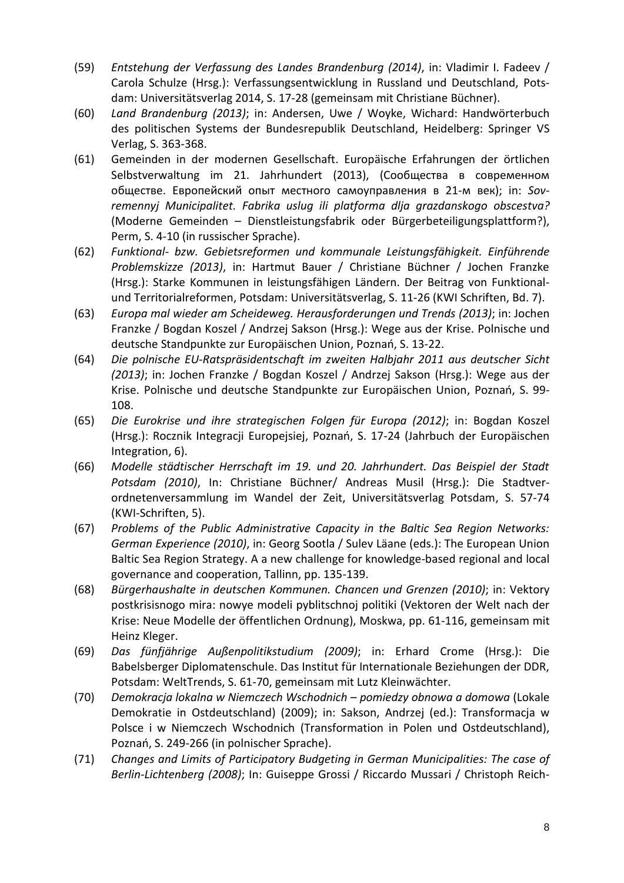(59) *Entstehung der Verfassung des Landes Brandenburg (2014)*, in: Vladimir I. Fadeev / Carola Schulze (Hrsg.): Verfassungsentwicklung in Russland und Deutschland, Potsdam: Universitätsverlag 2014, S. 17-28 (gemeinsam mit Christiane Büchner).

(60) *Land Brandenburg (2013)*; in: Andersen, Uwe / Woyke, Wichard: Handwörterbuch des politischen Systems der Bundesrepublik Deutschland, Heidelberg: Springer VS Verlag, S. 363-368.

(61) Gemeinden in der modernen Gesellschaft. Europäische Erfahrungen der örtlichen Selbstverwaltung im 21. Jahrhundert (2013), (Сообщества в современном обществе. Европейский опыт местного самоуправления в 21-м век); in: *Sovremennyj Municipalitet. Fabrika uslug ili platforma dlja grazdanskogo obscestva?* (Moderne Gemeinden – Dienstleistungsfabrik oder Bürgerbeteiligungsplattform?), Perm, S. 4-10 (in russischer Sprache).

(62) *Funktional- bzw. Gebietsreformen und kommunale Leistungsfähigkeit. Einführende Problemskizze (2013)*, in: Hartmut Bauer / Christiane Büchner / Jochen Franzke (Hrsg.): Starke Kommunen in leistungsfähigen Ländern. Der Beitrag von Funktional- und Territorialreformen, Potsdam: Universitätsverlag, S. 11-26 (KWI Schriften, Bd. 7).

(63) *Europa mal wieder am Scheideweg. Herausforderungen und Trends (2013)*; in: Jochen Franzke / Bogdan Koszel / Andrzej Sakson (Hrsg.): Wege aus der Krise. Polnische und deutsche Standpunkte zur Europäischen Union, Poznań, S. 13-22.

(64) *Die polnische EU-Ratspräsidentschaft im zweiten Halbjahr 2011 aus deutscher Sicht (2013)*; in: Jochen Franzke / Bogdan Koszel / Andrzej Sakson (Hrsg.): Wege aus der Krise. Polnische und deutsche Standpunkte zur Europäischen Union, Poznań, S. 99-108.

(65) *Die Eurokrise und ihre strategischen Folgen für Europa (2012)*; in: Bogdan Koszel (Hrsg.): Rocznik Integracji Europejsiej, Poznań, S. 17-24 (Jahrbuch der Europäischen Integration, 6).

(66) *Modelle städtischer Herrschaft im 19. und 20. Jahrhundert. Das Beispiel der Stadt Potsdam (2010)*, In: Christiane Büchner/ Andreas Musil (Hrsg.): Die Stadtverordnetenversammlung im Wandel der Zeit, Universitätsverlag Potsdam, S. 57-74 (KWI-Schriften, 5).

(67) *Problems of the Public Administrative Capacity in the Baltic Sea Region Networks: German Experience (2010)*, in: Georg Sootla / Sulev Läane (eds.): The European Union Baltic Sea Region Strategy. A a new challenge for knowledge-based regional and local governance and cooperation, Tallinn, pp. 135-139.

(68) *Bürgerhaushalte in deutschen Kommunen. Chancen und Grenzen (2010)*; in: Vektory postkrisisnogo mira: nowye modeli pyblitschnoj politiki (Vektoren der Welt nach der Krise: Neue Modelle der öffentlichen Ordnung), Moskwa, pp. 61-116, gemeinsam mit Heinz Kleger.

(69) *Das fünfjährige Außenpolitikstudium (2009)*; in: Erhard Crome (Hrsg.): Die Babelsberger Diplomatenschule. Das Institut für Internationale Beziehungen der DDR, Potsdam: WeltTrends, S. 61-70, gemeinsam mit Lutz Kleinwächter.

(70) *Demokracja lokalna w Niemczech Wschodnich – pomiedzy obnowa a domowa* (Lokale Demokratie in Ostdeutschland) (2009); in: Sakson, Andrzej (ed.): Transformacja w Polsce i w Niemczech Wschodnich (Transformation in Polen und Ostdeutschland), Poznań, S. 249-266 (in polnischer Sprache).

(71) *Changes and Limits of Participatory Budgeting in German Municipalities: The case of Berlin-Lichtenberg (2008)*; In: Guiseppe Grossi / Riccardo Mussari / Christoph Reich-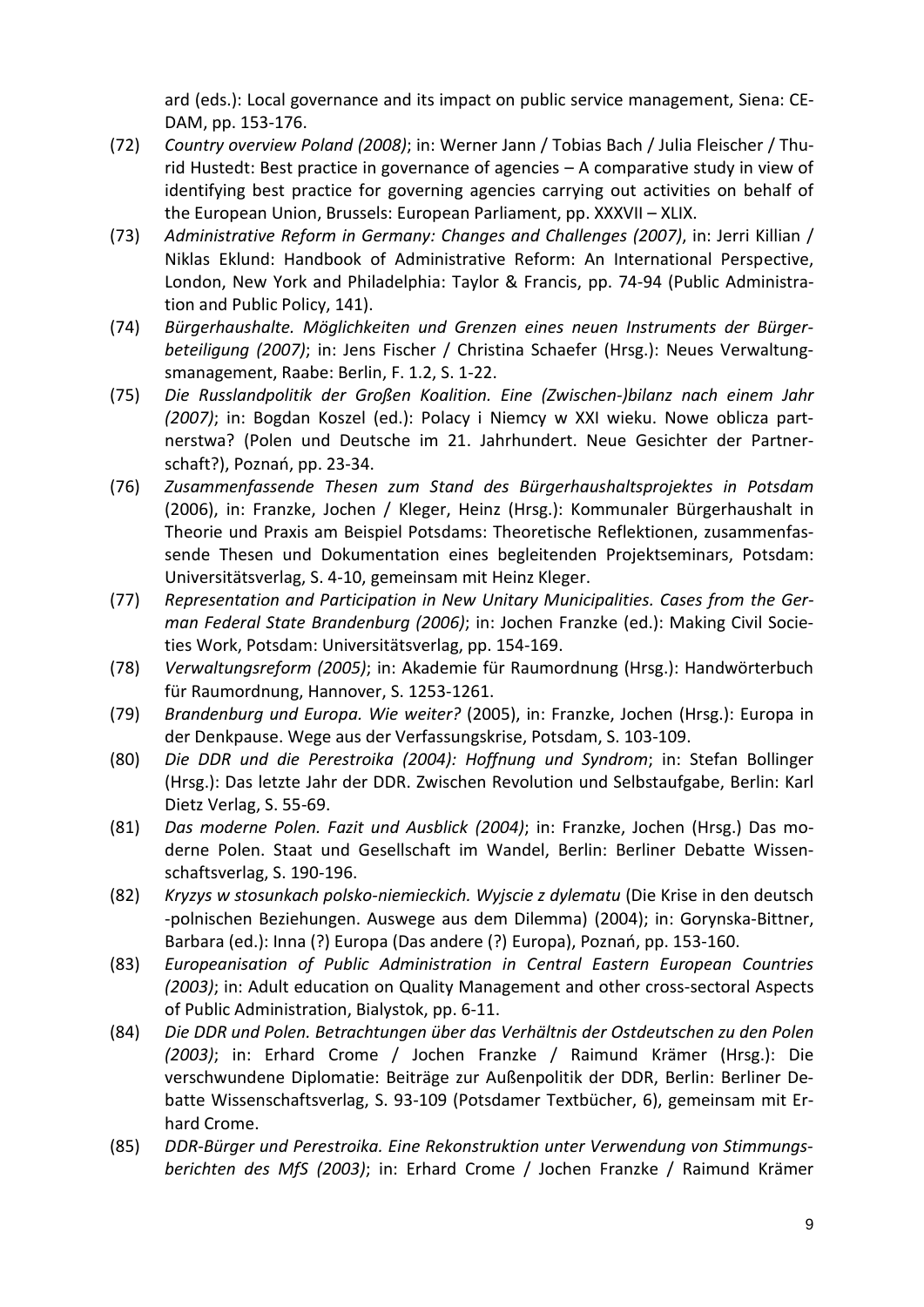ard (eds.): Local governance and its impact on public service management, Siena: CEDAM, pp. 153-176.

(72) *Country overview Poland (2008)*; in: Werner Jann / Tobias Bach / Julia Fleischer / Thurid Hustedt: Best practice in governance of agencies – A comparative study in view of identifying best practice for governing agencies carrying out activities on behalf of the European Union, Brussels: European Parliament, pp. XXXVII – XLIX.

(73) *Administrative Reform in Germany: Changes and Challenges (2007)*, in: Jerri Killian / Niklas Eklund: Handbook of Administrative Reform: An International Perspective, London, New York and Philadelphia: Taylor & Francis, pp. 74-94 (Public Administration and Public Policy, 141).

(74) *Bürgerhaushalte. Möglichkeiten und Grenzen eines neuen Instruments der Bürgerbeteiligung (2007)*; in: Jens Fischer / Christina Schaefer (Hrsg.): Neues Verwaltungsmanagement, Raabe: Berlin, F. 1.2, S. 1-22.

(75) *Die Russlandpolitik der Großen Koalition. Eine (Zwischen-)bilanz nach einem Jahr (2007)*; in: Bogdan Koszel (ed.): Polacy i Niemcy w XXI wieku. Nowe oblicza partnerstwa? (Polen und Deutsche im 21. Jahrhundert. Neue Gesichter der Partnerschaft?), Poznań, pp. 23-34.

(76) *Zusammenfassende Thesen zum Stand des Bürgerhaushaltsprojektes in Potsdam* (2006), in: Franzke, Jochen / Kleger, Heinz (Hrsg.): Kommunaler Bürgerhaushalt in Theorie und Praxis am Beispiel Potsdams: Theoretische Reflektionen, zusammenfassende Thesen und Dokumentation eines begleitenden Projektseminars, Potsdam: Universitätsverlag, S. 4-10, gemeinsam mit Heinz Kleger.

(77) *Representation and Participation in New Unitary Municipalities. Cases from the German Federal State Brandenburg (2006)*; in: Jochen Franzke (ed.): Making Civil Societies Work, Potsdam: Universitätsverlag, pp. 154-169.

(78) *Verwaltungsreform (2005)*; in: Akademie für Raumordnung (Hrsg.): Handwörterbuch für Raumordnung, Hannover, S. 1253-1261.

(79) *Brandenburg und Europa. Wie weiter?* (2005), in: Franzke, Jochen (Hrsg.): Europa in der Denkpause. Wege aus der Verfassungskrise, Potsdam, S. 103-109.

(80) *Die DDR und die Perestroika (2004): Hoffnung und Syndrom*; in: Stefan Bollinger (Hrsg.): Das letzte Jahr der DDR. Zwischen Revolution und Selbstaufgabe, Berlin: Karl Dietz Verlag, S. 55-69.

(81) *Das moderne Polen. Fazit und Ausblick (2004)*; in: Franzke, Jochen (Hrsg.) Das moderne Polen. Staat und Gesellschaft im Wandel, Berlin: Berliner Debatte Wissenschaftsverlag, S. 190-196.

(82) *Kryzys w stosunkach polsko-niemieckich. Wyjscie z dylematu* (Die Krise in den deutsch -polnischen Beziehungen. Auswege aus dem Dilemma) (2004); in: Gorynska-Bittner, Barbara (ed.): Inna (?) Europa (Das andere (?) Europa), Poznań, pp. 153-160.

(83) *Europeanisation of Public Administration in Central Eastern European Countries (2003)*; in: Adult education on Quality Management and other cross-sectoral Aspects of Public Administration, Bialystok, pp. 6-11.

(84) *Die DDR und Polen. Betrachtungen über das Verhältnis der Ostdeutschen zu den Polen (2003)*; in: Erhard Crome / Jochen Franzke / Raimund Krämer (Hrsg.): Die verschwundene Diplomatie: Beiträge zur Außenpolitik der DDR, Berlin: Berliner Debatte Wissenschaftsverlag, S. 93-109 (Potsdamer Textbücher, 6), gemeinsam mit Erhard Crome.

(85) *DDR-Bürger und Perestroika. Eine Rekonstruktion unter Verwendung von Stimmungsberichten des MfS (2003)*; in: Erhard Crome / Jochen Franzke / Raimund Krämer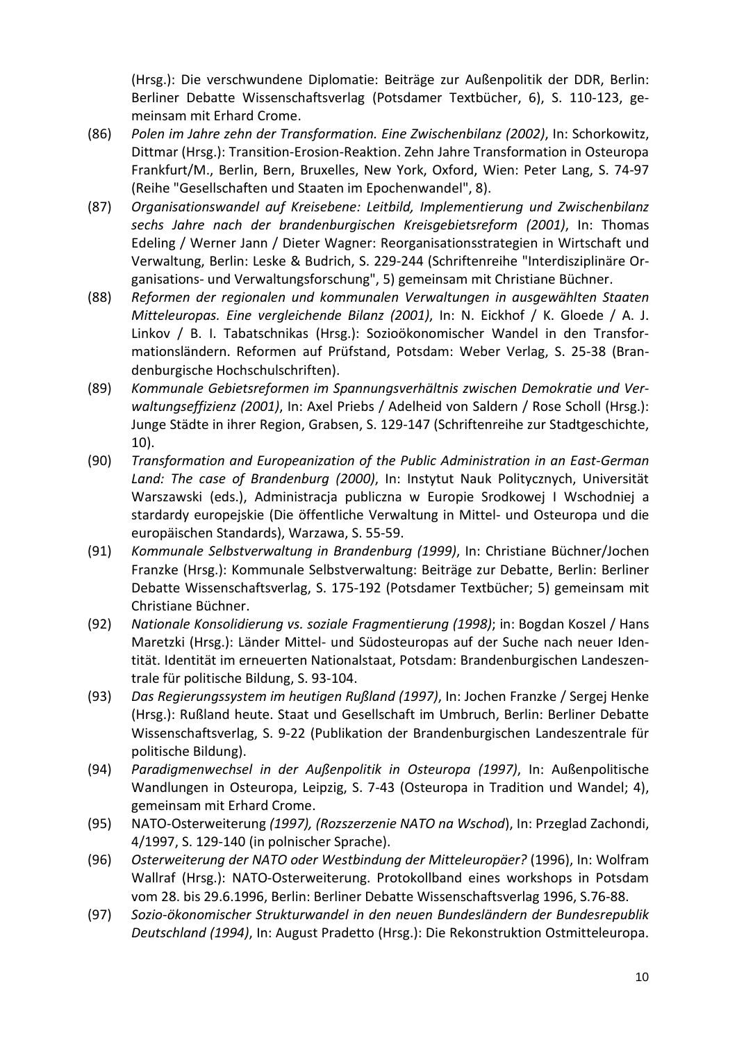(Hrsg.): Die verschwundene Diplomatie: Beiträge zur Außenpolitik der DDR, Berlin: Berliner Debatte Wissenschaftsverlag (Potsdamer Textbücher, 6), S. 110-123, gemeinsam mit Erhard Crome.

(86) *Polen im Jahre zehn der Transformation. Eine Zwischenbilanz (2002)*, In: Schorkowitz, Dittmar (Hrsg.): Transition-Erosion-Reaktion. Zehn Jahre Transformation in Osteuropa Frankfurt/M., Berlin, Bern, Bruxelles, New York, Oxford, Wien: Peter Lang, S. 74-97 (Reihe "Gesellschaften und Staaten im Epochenwandel", 8).

(87) *Organisationswandel auf Kreisebene: Leitbild, Implementierung und Zwischenbilanz sechs Jahre nach der brandenburgischen Kreisgebietsreform (2001)*, In: Thomas Edeling / Werner Jann / Dieter Wagner: Reorganisationsstrategien in Wirtschaft und Verwaltung, Berlin: Leske & Budrich, S. 229-244 (Schriftenreihe "Interdisziplinäre Organisations- und Verwaltungsforschung", 5) gemeinsam mit Christiane Büchner.

(88) *Reformen der regionalen und kommunalen Verwaltungen in ausgewählten Staaten Mitteleuropas. Eine vergleichende Bilanz (2001)*, In: N. Eickhof / K. Gloede / A. J. Linkov / B. I. Tabatschnikas (Hrsg.): Sozioökonomischer Wandel in den Transformationsländern. Reformen auf Prüfstand, Potsdam: Weber Verlag, S. 25-38 (Brandenburgische Hochschulschriften).

(89) *Kommunale Gebietsreformen im Spannungsverhältnis zwischen Demokratie und Verwaltungseffizienz (2001)*, In: Axel Priebs / Adelheid von Saldern / Rose Scholl (Hrsg.): Junge Städte in ihrer Region, Grabsen, S. 129-147 (Schriftenreihe zur Stadtgeschichte, 10).

(90) *Transformation and Europeanization of the Public Administration in an East-German Land: The case of Brandenburg (2000)*, In: Instytut Nauk Politycznych, Universität Warszawski (eds.), Administracja publiczna w Europie Srodkowej I Wschodniej a stardardy europejskie (Die öffentliche Verwaltung in Mittel- und Osteuropa und die europäischen Standards), Warzawa, S. 55-59.

(91) *Kommunale Selbstverwaltung in Brandenburg (1999)*, In: Christiane Büchner/Jochen Franzke (Hrsg.): Kommunale Selbstverwaltung: Beiträge zur Debatte, Berlin: Berliner Debatte Wissenschaftsverlag, S. 175-192 (Potsdamer Textbücher; 5) gemeinsam mit Christiane Büchner.

(92) *Nationale Konsolidierung vs. soziale Fragmentierung (1998)*; in: Bogdan Koszel / Hans Maretzki (Hrsg.): Länder Mittel- und Südosteuropas auf der Suche nach neuer Identität. Identität im erneuerten Nationalstaat, Potsdam: Brandenburgischen Landeszentrale für politische Bildung, S. 93-104.

(93) *Das Regierungssystem im heutigen Rußland (1997)*, In: Jochen Franzke / Sergej Henke (Hrsg.): Rußland heute. Staat und Gesellschaft im Umbruch, Berlin: Berliner Debatte Wissenschaftsverlag, S. 9-22 (Publikation der Brandenburgischen Landeszentrale für politische Bildung).

(94) *Paradigmenwechsel in der Außenpolitik in Osteuropa (1997)*, In: Außenpolitische Wandlungen in Osteuropa, Leipzig, S. 7-43 (Osteuropa in Tradition und Wandel; 4), gemeinsam mit Erhard Crome.

(95) NATO-Osterweiterung *(1997), (Rozszerzenie NATO na Wschod*), In: Przeglad Zachondi, 4/1997, S. 129-140 (in polnischer Sprache).

(96) *Osterweiterung der NATO oder Westbindung der Mitteleuropäer?* (1996), In: Wolfram Wallraf (Hrsg.): NATO-Osterweiterung. Protokollband eines workshops in Potsdam vom 28. bis 29.6.1996, Berlin: Berliner Debatte Wissenschaftsverlag 1996, S.76-88.

(97) *Sozio-ökonomischer Strukturwandel in den neuen Bundesländern der Bundesrepublik Deutschland (1994)*, In: August Pradetto (Hrsg.): Die Rekonstruktion Ostmitteleuropa.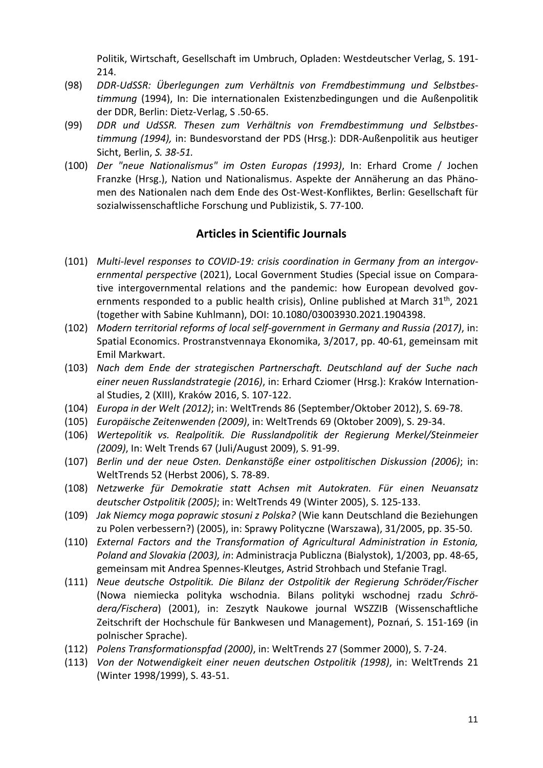Politik, Wirtschaft, Gesellschaft im Umbruch, Opladen: Westdeutscher Verlag, S. 191-214.

(98) *DDR-UdSSR: Überlegungen zum Verhältnis von Fremdbestimmung und Selbstbestimmung* (1994), In: Die internationalen Existenzbedingungen und die Außenpolitik der DDR, Berlin: Dietz-Verlag, S .50-65.

(99) *DDR und UdSSR. Thesen zum Verhältnis von Fremdbestimmung und Selbstbestimmung (1994),* in: Bundesvorstand der PDS (Hrsg.): DDR-Außenpolitik aus heutiger Sicht, Berlin, *S. 38-51.*

(100) *Der "neue Nationalismus" im Osten Europas (1993)*, In: Erhard Crome / Jochen Franzke (Hrsg.), Nation und Nationalismus. Aspekte der Annäherung an das Phänomen des Nationalen nach dem Ende des Ost-West-Konfliktes, Berlin: Gesellschaft für sozialwissenschaftliche Forschung und Publizistik, S. 77-100.

## Articles in Scientific Journals

(101) *Multi-level responses to COVID-19: crisis coordination in Germany from an intergovernmental perspective* (2021), Local Government Studies (Special issue on Comparative intergovernmental relations and the pandemic: how European devolved governments responded to a public health crisis), Online published at March 31th, 2021 (together with Sabine Kuhlmann), DOI: 10.1080/03003930.2021.1904398.

(102) *Modern territorial reforms of local self-government in Germany and Russia (2017)*, in: Spatial Economics. Prostranstvennaya Ekonomika, 3/2017, pp. 40-61, gemeinsam mit Emil Markwart.

(103) *Nach dem Ende der strategischen Partnerschaft. Deutschland auf der Suche nach einer neuen Russlandstrategie (2016)*, in: Erhard Cziomer (Hrsg.): Kraków International Studies, 2 (XIII), Kraków 2016, S. 107-122.

(104) *Europa in der Welt (2012)*; in: WeltTrends 86 (September/Oktober 2012), S. 69-78.

(105) *Europäische Zeitenwenden (2009)*, in: WeltTrends 69 (Oktober 2009), S. 29-34.

(106) *Wertepolitik vs. Realpolitik. Die Russlandpolitik der Regierung Merkel/Steinmeier (2009)*, In: Welt Trends 67 (Juli/August 2009), S. 91-99.

(107) *Berlin und der neue Osten. Denkanstöße einer ostpolitischen Diskussion (2006)*; in: WeltTrends 52 (Herbst 2006), S. 78-89.

(108) *Netzwerke für Demokratie statt Achsen mit Autokraten. Für einen Neuansatz deutscher Ostpolitik (2005)*; in: WeltTrends 49 (Winter 2005), S. 125-133.

(109) *Jak Niemcy moga poprawic stosuni z Polska?* (Wie kann Deutschland die Beziehungen zu Polen verbessern?) (2005), in: Sprawy Polityczne (Warszawa), 31/2005, pp. 35-50.

(110) *External Factors and the Transformation of Agricultural Administration in Estonia, Poland and Slovakia (2003), in*: Administracja Publiczna (Bialystok), 1/2003, pp. 48-65, gemeinsam mit Andrea Spennes-Kleutges, Astrid Strohbach und Stefanie Tragl.

(111) *Neue deutsche Ostpolitik. Die Bilanz der Ostpolitik der Regierung Schröder/Fischer* (Nowa niemiecka polityka wschodnia. Bilans polityki wschodnej rzadu *Schrödera/Fischera*) (2001), in: Zeszytk Naukowe journal WSZZIB (Wissenschaftliche Zeitschrift der Hochschule für Bankwesen und Management), Poznań, S. 151-169 (in polnischer Sprache).

(112) *Polens Transformationspfad (2000)*, in: WeltTrends 27 (Sommer 2000), S. 7-24.

(113) *Von der Notwendigkeit einer neuen deutschen Ostpolitik (1998)*, in: WeltTrends 21 (Winter 1998/1999), S. 43-51.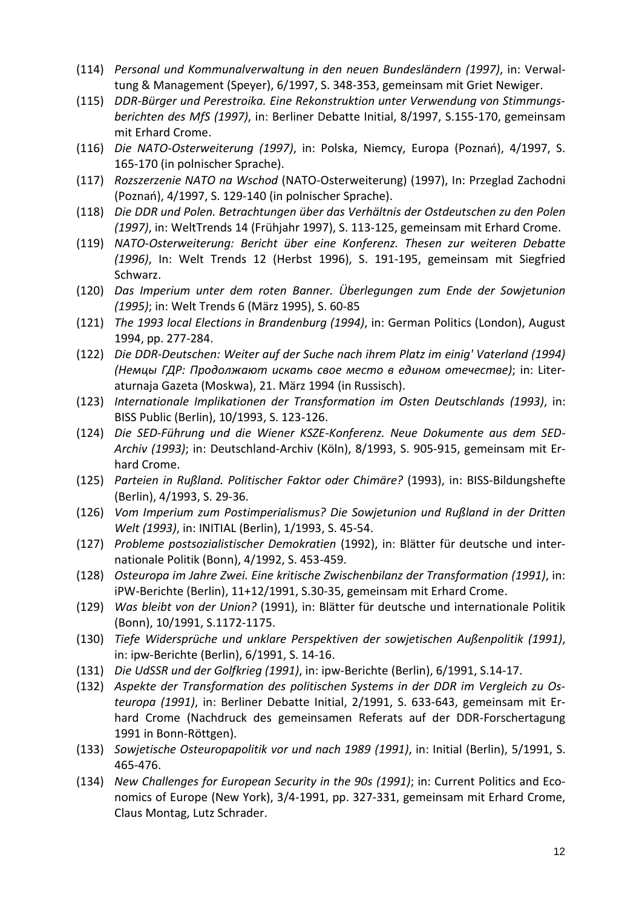(114) *Personal und Kommunalverwaltung in den neuen Bundesländern (1997)*, in: Verwaltung & Management (Speyer), 6/1997, S. 348-353, gemeinsam mit Griet Newiger.

(115) *DDR-Bürger und Perestroika. Eine Rekonstruktion unter Verwendung von Stimmungsberichten des MfS (1997)*, in: Berliner Debatte Initial, 8/1997, S.155-170, gemeinsam mit Erhard Crome.

(116) *Die NATO-Osterweiterung (1997)*, in: Polska, Niemcy, Europa (Poznań), 4/1997, S. 165-170 (in polnischer Sprache).

(117) *Rozszerzenie NATO na Wschod* (NATO-Osterweiterung) (1997), In: Przeglad Zachodni (Poznań), 4/1997, S. 129-140 (in polnischer Sprache).

(118) *Die DDR und Polen. Betrachtungen über das Verhältnis der Ostdeutschen zu den Polen (1997)*, in: WeltTrends 14 (Frühjahr 1997), S. 113-125, gemeinsam mit Erhard Crome.

(119) *NATO-Osterweiterung: Bericht über eine Konferenz. Thesen zur weiteren Debatte (1996)*, In: Welt Trends 12 (Herbst 1996), S. 191-195, gemeinsam mit Siegfried Schwarz.

(120) *Das Imperium unter dem roten Banner. Überlegungen zum Ende der Sowjetunion (1995)*; in: Welt Trends 6 (März 1995), S. 60-85

(121) *The 1993 local Elections in Brandenburg (1994)*, in: German Politics (London), August 1994, pp. 277-284.

(122) *Die DDR-Deutschen: Weiter auf der Suche nach ihrem Platz im einig' Vaterland (1994) (Немцы ГДР: Продолжают искать свое место в едином отечестве)*; in: Literaturnaja Gazeta (Moskwa), 21. März 1994 (in Russisch).

(123) *Internationale Implikationen der Transformation im Osten Deutschlands (1993)*, in: BISS Public (Berlin), 10/1993, S. 123-126.

(124) *Die SED-Führung und die Wiener KSZE-Konferenz. Neue Dokumente aus dem SED-Archiv (1993)*; in: Deutschland-Archiv (Köln), 8/1993, S. 905-915, gemeinsam mit Erhard Crome.

(125) *Parteien in Rußland. Politischer Faktor oder Chimäre?* (1993), in: BISS-Bildungshefte (Berlin), 4/1993, S. 29-36.

(126) *Vom Imperium zum Postimperialismus? Die Sowjetunion und Rußland in der Dritten Welt (1993)*, in: INITIAL (Berlin), 1/1993, S. 45-54.

(127) *Probleme postsozialistischer Demokratien* (1992), in: Blätter für deutsche und internationale Politik (Bonn), 4/1992, S. 453-459.

(128) *Osteuropa im Jahre Zwei. Eine kritische Zwischenbilanz der Transformation (1991)*, in: iPW-Berichte (Berlin), 11+12/1991, S.30-35, gemeinsam mit Erhard Crome.

(129) *Was bleibt von der Union?* (1991), in: Blätter für deutsche und internationale Politik (Bonn), 10/1991, S.1172-1175.

(130) *Tiefe Widersprüche und unklare Perspektiven der sowjetischen Außenpolitik (1991)*, in: ipw-Berichte (Berlin), 6/1991, S. 14-16.

(131) *Die UdSSR und der Golfkrieg (1991)*, in: ipw-Berichte (Berlin), 6/1991, S.14-17.

(132) *Aspekte der Transformation des politischen Systems in der DDR im Vergleich zu Osteuropa (1991)*, in: Berliner Debatte Initial, 2/1991, S. 633-643, gemeinsam mit Erhard Crome (Nachdruck des gemeinsamen Referats auf der DDR-Forschertagung 1991 in Bonn-Röttgen).

(133) *Sowjetische Osteuropapolitik vor und nach 1989 (1991)*, in: Initial (Berlin), 5/1991, S. 465-476.

(134) *New Challenges for European Security in the 90s (1991)*; in: Current Politics and Economics of Europe (New York), 3/4-1991, pp. 327-331, gemeinsam mit Erhard Crome, Claus Montag, Lutz Schrader.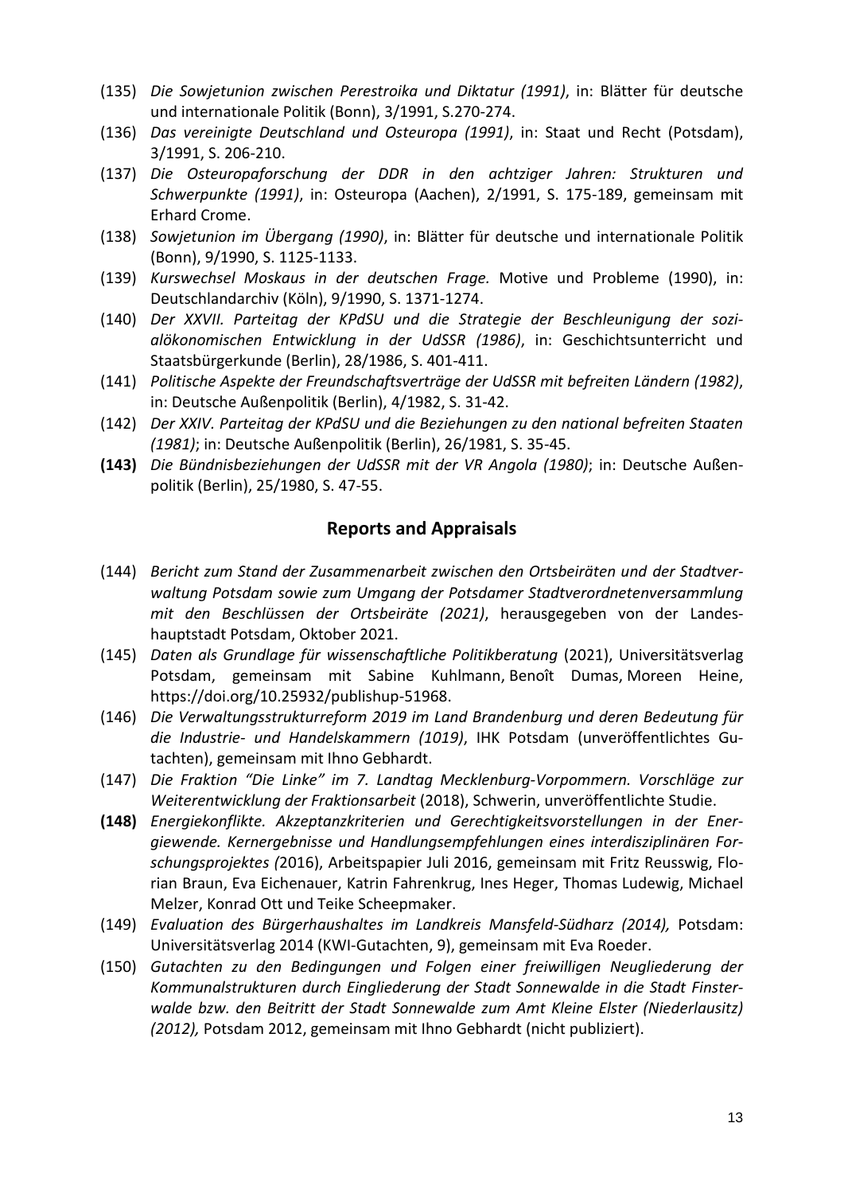(135) *Die Sowjetunion zwischen Perestroika und Diktatur (1991)*, in: Blätter für deutsche und internationale Politik (Bonn), 3/1991, S.270-274.

(136) *Das vereinigte Deutschland und Osteuropa (1991)*, in: Staat und Recht (Potsdam), 3/1991, S. 206-210.

(137) *Die Osteuropaforschung der DDR in den achtziger Jahren: Strukturen und Schwerpunkte (1991)*, in: Osteuropa (Aachen), 2/1991, S. 175-189, gemeinsam mit Erhard Crome.

(138) *Sowjetunion im Übergang (1990)*, in: Blätter für deutsche und internationale Politik (Bonn), 9/1990, S. 1125-1133.

(139) *Kurswechsel Moskaus in der deutschen Frage.* Motive und Probleme (1990), in: Deutschlandarchiv (Köln), 9/1990, S. 1371-1274.

(140) *Der XXVII. Parteitag der KPdSU und die Strategie der Beschleunigung der sozialökonomischen Entwicklung in der UdSSR (1986)*, in: Geschichtsunterricht und Staatsbürgerkunde (Berlin), 28/1986, S. 401-411.

(141) *Politische Aspekte der Freundschaftsverträge der UdSSR mit befreiten Ländern (1982)*, in: Deutsche Außenpolitik (Berlin), 4/1982, S. 31-42.

(142) *Der XXIV. Parteitag der KPdSU und die Beziehungen zu den national befreiten Staaten (1981)*; in: Deutsche Außenpolitik (Berlin), 26/1981, S. 35-45.

**(143)** *Die Bündnisbeziehungen der UdSSR mit der VR Angola (1980)*; in: Deutsche Außenpolitik (Berlin), 25/1980, S. 47-55.

## Reports and Appraisals

(144) *Bericht zum Stand der Zusammenarbeit zwischen den Ortsbeiräten und der Stadtverwaltung Potsdam sowie zum Umgang der Potsdamer Stadtverordnetenversammlung mit den Beschlüssen der Ortsbeiräte (2021)*, herausgegeben von der Landeshauptstadt Potsdam, Oktober 2021.

(145) *Daten als Grundlage für wissenschaftliche Politikberatung* (2021), Universitätsverlag Potsdam, gemeinsam mit Sabine Kuhlmann, Benoît Dumas, Moreen Heine, https://doi.org/10.25932/publishup-51968.

(146) *Die Verwaltungsstrukturreform 2019 im Land Brandenburg und deren Bedeutung für die Industrie- und Handelskammern (1019)*, IHK Potsdam (unveröffentlichtes Gutachten), gemeinsam mit Ihno Gebhardt.

(147) *Die Fraktion "Die Linke" im 7. Landtag Mecklenburg-Vorpommern. Vorschläge zur Weiterentwicklung der Fraktionsarbeit* (2018), Schwerin, unveröffentlichte Studie.

**(148)** *Energiekonflikte. Akzeptanzkriterien und Gerechtigkeitsvorstellungen in der Energiewende. Kernergebnisse und Handlungsempfehlungen eines interdisziplinären Forschungsprojektes (*2016), Arbeitspapier Juli 2016, gemeinsam mit Fritz Reusswig, Florian Braun, Eva Eichenauer, Katrin Fahrenkrug, Ines Heger, Thomas Ludewig, Michael Melzer, Konrad Ott und Teike Scheepmaker.

(149) *Evaluation des Bürgerhaushaltes im Landkreis Mansfeld-Südharz (2014),* Potsdam: Universitätsverlag 2014 (KWI-Gutachten, 9), gemeinsam mit Eva Roeder.

(150) *Gutachten zu den Bedingungen und Folgen einer freiwilligen Neugliederung der Kommunalstrukturen durch Eingliederung der Stadt Sonnewalde in die Stadt Finsterwalde bzw. den Beitritt der Stadt Sonnewalde zum Amt Kleine Elster (Niederlausitz) (2012),* Potsdam 2012, gemeinsam mit Ihno Gebhardt (nicht publiziert).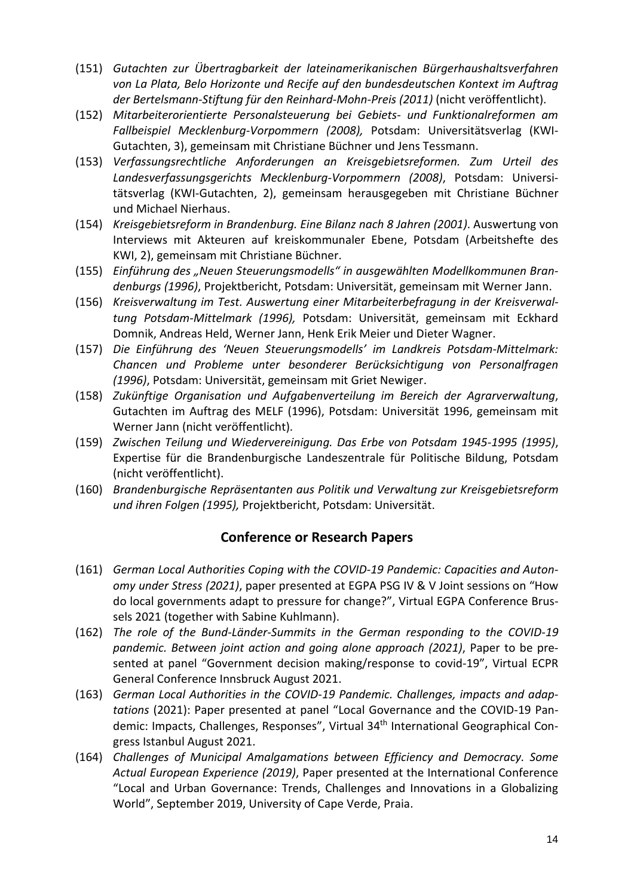(151) *Gutachten zur Übertragbarkeit der lateinamerikanischen Bürgerhaushaltsverfahren von La Plata, Belo Horizonte und Recife auf den bundesdeutschen Kontext im Auftrag der Bertelsmann-Stiftung für den Reinhard-Mohn-Preis (2011)* (nicht veröffentlicht).

(152) *Mitarbeiterorientierte Personalsteuerung bei Gebiets- und Funktionalreformen am Fallbeispiel Mecklenburg-Vorpommern (2008),* Potsdam: Universitätsverlag (KWI-Gutachten, 3), gemeinsam mit Christiane Büchner und Jens Tessmann.

(153) *Verfassungsrechtliche Anforderungen an Kreisgebietsreformen. Zum Urteil des Landesverfassungsgerichts Mecklenburg-Vorpommern (2008)*, Potsdam: Universitätsverlag (KWI-Gutachten, 2), gemeinsam herausgegeben mit Christiane Büchner und Michael Nierhaus.

(154) *Kreisgebietsreform in Brandenburg. Eine Bilanz nach 8 Jahren (2001)*. Auswertung von Interviews mit Akteuren auf kreiskommunaler Ebene, Potsdam (Arbeitshefte des KWI, 2), gemeinsam mit Christiane Büchner.

(155) *Einführung des „Neuen Steuerungsmodells" in ausgewählten Modellkommunen Brandenburgs (1996)*, Projektbericht, Potsdam: Universität, gemeinsam mit Werner Jann.

(156) *Kreisverwaltung im Test. Auswertung einer Mitarbeiterbefragung in der Kreisverwaltung Potsdam-Mittelmark (1996),* Potsdam: Universität, gemeinsam mit Eckhard Domnik, Andreas Held, Werner Jann, Henk Erik Meier und Dieter Wagner.

(157) *Die Einführung des 'Neuen Steuerungsmodells' im Landkreis Potsdam-Mittelmark: Chancen und Probleme unter besonderer Berücksichtigung von Personalfragen (1996)*, Potsdam: Universität, gemeinsam mit Griet Newiger.

(158) *Zukünftige Organisation und Aufgabenverteilung im Bereich der Agrarverwaltung*, Gutachten im Auftrag des MELF (1996), Potsdam: Universität 1996, gemeinsam mit Werner Jann (nicht veröffentlicht).

(159) *Zwischen Teilung und Wiedervereinigung. Das Erbe von Potsdam 1945-1995 (1995)*, Expertise für die Brandenburgische Landeszentrale für Politische Bildung, Potsdam (nicht veröffentlicht).

(160) *Brandenburgische Repräsentanten aus Politik und Verwaltung zur Kreisgebietsreform und ihren Folgen (1995),* Projektbericht, Potsdam: Universität.

## Conference or Research Papers

(161) *German Local Authorities Coping with the COVID-19 Pandemic: Capacities and Autonomy under Stress (2021)*, paper presented at EGPA PSG IV & V Joint sessions on "How do local governments adapt to pressure for change?", Virtual EGPA Conference Brussels 2021 (together with Sabine Kuhlmann).

(162) *The role of the Bund-Länder-Summits in the German responding to the COVID-19 pandemic. Between joint action and going alone approach (2021)*, Paper to be presented at panel "Government decision making/response to covid-19", Virtual ECPR General Conference Innsbruck August 2021.

(163) *German Local Authorities in the COVID-19 Pandemic. Challenges, impacts and adaptations* (2021): Paper presented at panel "Local Governance and the COVID-19 Pandemic: Impacts, Challenges, Responses", Virtual 34th International Geographical Congress Istanbul August 2021.

(164) *Challenges of Municipal Amalgamations between Efficiency and Democracy. Some Actual European Experience (2019)*, Paper presented at the International Conference "Local and Urban Governance: Trends, Challenges and Innovations in a Globalizing World", September 2019, University of Cape Verde, Praia.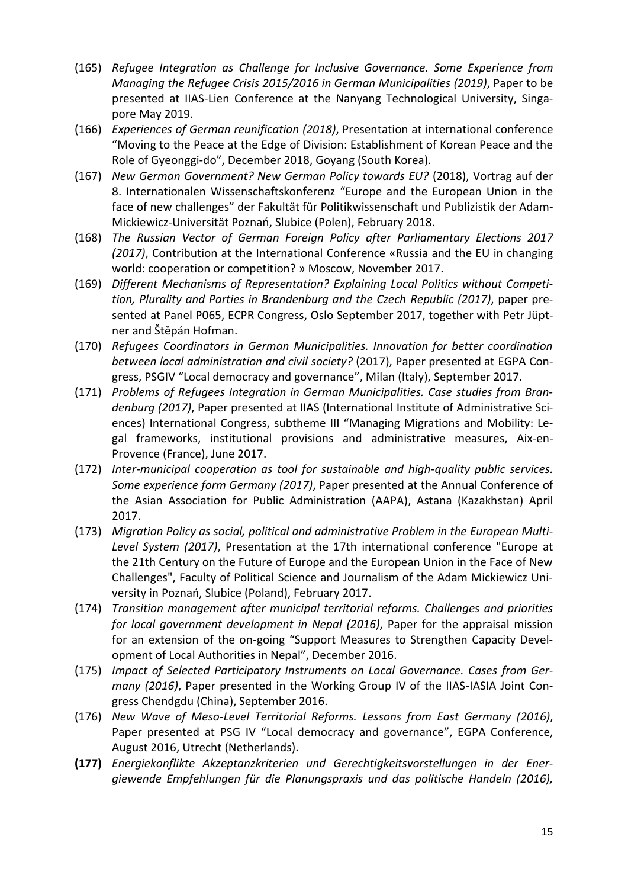(165) *Refugee Integration as Challenge for Inclusive Governance. Some Experience from Managing the Refugee Crisis 2015/2016 in German Municipalities (2019)*, Paper to be presented at IIAS-Lien Conference at the Nanyang Technological University, Singapore May 2019.

(166) *Experiences of German reunification (2018)*, Presentation at international conference "Moving to the Peace at the Edge of Division: Establishment of Korean Peace and the Role of Gyeonggi-do", December 2018, Goyang (South Korea).

(167) *New German Government? New German Policy towards EU?* (2018), Vortrag auf der 8. Internationalen Wissenschaftskonferenz "Europe and the European Union in the face of new challenges" der Fakultät für Politikwissenschaft und Publizistik der Adam-Mickiewicz-Universität Poznań, Slubice (Polen), February 2018.

(168) *The Russian Vector of German Foreign Policy after Parliamentary Elections 2017 (2017)*, Contribution at the International Conference «Russia and the EU in changing world: cooperation or competition? » Moscow, November 2017.

(169) *Different Mechanisms of Representation? Explaining Local Politics without Competition, Plurality and Parties in Brandenburg and the Czech Republic (2017)*, paper presented at Panel P065, ECPR Congress, Oslo September 2017, together with Petr Jüptner and Štěpán Hofman.

(170) *Refugees Coordinators in German Municipalities. Innovation for better coordination between local administration and civil society?* (2017), Paper presented at EGPA Congress, PSGIV "Local democracy and governance", Milan (Italy), September 2017.

(171) *Problems of Refugees Integration in German Municipalities. Case studies from Brandenburg (2017)*, Paper presented at IIAS (International Institute of Administrative Sciences) International Congress, subtheme III "Managing Migrations and Mobility: Legal frameworks, institutional provisions and administrative measures, Aix-en-Provence (France), June 2017.

(172) *Inter-municipal cooperation as tool for sustainable and high-quality public services. Some experience form Germany (2017)*, Paper presented at the Annual Conference of the Asian Association for Public Administration (AAPA), Astana (Kazakhstan) April 2017.

(173) *Migration Policy as social, political and administrative Problem in the European Multi-Level System (2017)*, Presentation at the 17th international conference "Europe at the 21th Century on the Future of Europe and the European Union in the Face of New Challenges", Faculty of Political Science and Journalism of the Adam Mickiewicz University in Poznań, Slubice (Poland), February 2017.

(174) *Transition management after municipal territorial reforms. Challenges and priorities for local government development in Nepal (2016)*, Paper for the appraisal mission for an extension of the on-going "Support Measures to Strengthen Capacity Development of Local Authorities in Nepal", December 2016.

(175) *Impact of Selected Participatory Instruments on Local Governance. Cases from Germany (2016)*, Paper presented in the Working Group IV of the IIAS-IASIA Joint Congress Chendgdu (China), September 2016.

(176) *New Wave of Meso-Level Territorial Reforms. Lessons from East Germany (2016)*, Paper presented at PSG IV "Local democracy and governance", EGPA Conference, August 2016, Utrecht (Netherlands).

**(177)** *Energiekonflikte Akzeptanzkriterien und Gerechtigkeitsvorstellungen in der Energiewende Empfehlungen für die Planungspraxis und das politische Handeln (2016),*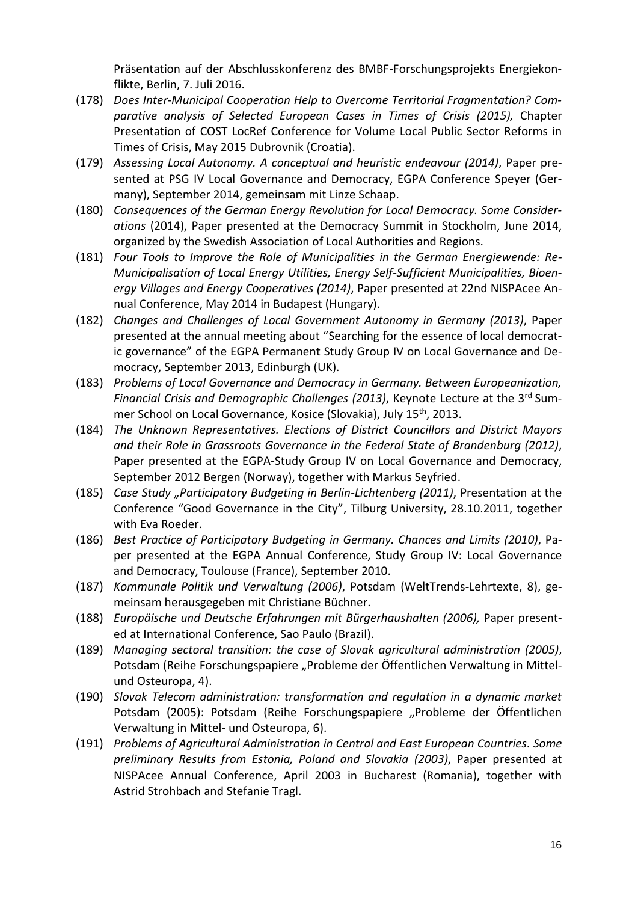Präsentation auf der Abschlusskonferenz des BMBF-Forschungsprojekts Energiekonflikte, Berlin, 7. Juli 2016.

(178) *Does Inter-Municipal Cooperation Help to Overcome Territorial Fragmentation? Comparative analysis of Selected European Cases in Times of Crisis (2015),* Chapter Presentation of COST LocRef Conference for Volume Local Public Sector Reforms in Times of Crisis, May 2015 Dubrovnik (Croatia).

(179) *Assessing Local Autonomy. A conceptual and heuristic endeavour (2014)*, Paper presented at PSG IV Local Governance and Democracy, EGPA Conference Speyer (Germany), September 2014, gemeinsam mit Linze Schaap.

(180) *Consequences of the German Energy Revolution for Local Democracy. Some Considerations* (2014), Paper presented at the Democracy Summit in Stockholm, June 2014, organized by the Swedish Association of Local Authorities and Regions.

(181) *Four Tools to Improve the Role of Municipalities in the German Energiewende: Re-Municipalisation of Local Energy Utilities, Energy Self-Sufficient Municipalities, Bioenergy Villages and Energy Cooperatives (2014)*, Paper presented at 22nd NISPAcee Annual Conference, May 2014 in Budapest (Hungary).

(182) *Changes and Challenges of Local Government Autonomy in Germany (2013)*, Paper presented at the annual meeting about "Searching for the essence of local democratic governance" of the EGPA Permanent Study Group IV on Local Governance and Democracy, September 2013, Edinburgh (UK).

(183) *Problems of Local Governance and Democracy in Germany. Between Europeanization, Financial Crisis and Demographic Challenges (2013)*, Keynote Lecture at the 3rd Summer School on Local Governance, Kosice (Slovakia), July 15th, 2013.

(184) *The Unknown Representatives. Elections of District Councillors and District Mayors and their Role in Grassroots Governance in the Federal State of Brandenburg (2012)*, Paper presented at the EGPA-Study Group IV on Local Governance and Democracy, September 2012 Bergen (Norway), together with Markus Seyfried.

(185) *Case Study „Participatory Budgeting in Berlin-Lichtenberg (2011)*, Presentation at the Conference "Good Governance in the City", Tilburg University, 28.10.2011, together with Eva Roeder.

(186) *Best Practice of Participatory Budgeting in Germany. Chances and Limits (2010)*, Paper presented at the EGPA Annual Conference, Study Group IV: Local Governance and Democracy, Toulouse (France), September 2010.

(187) *Kommunale Politik und Verwaltung (2006)*, Potsdam (WeltTrends-Lehrtexte, 8), gemeinsam herausgegeben mit Christiane Büchner.

(188) *Europäische und Deutsche Erfahrungen mit Bürgerhaushalten (2006),* Paper presented at International Conference, Sao Paulo (Brazil).

(189) *Managing sectoral transition: the case of Slovak agricultural administration (2005)*, Potsdam (Reihe Forschungspapiere „Probleme der Öffentlichen Verwaltung in Mittel- und Osteuropa, 4).

(190) *Slovak Telecom administration: transformation and regulation in a dynamic market* Potsdam (2005): Potsdam (Reihe Forschungspapiere „Probleme der Öffentlichen Verwaltung in Mittel- und Osteuropa, 6).

(191) *Problems of Agricultural Administration in Central and East European Countries. Some preliminary Results from Estonia, Poland and Slovakia (2003)*, Paper presented at NISPAcee Annual Conference, April 2003 in Bucharest (Romania), together with Astrid Strohbach and Stefanie Tragl.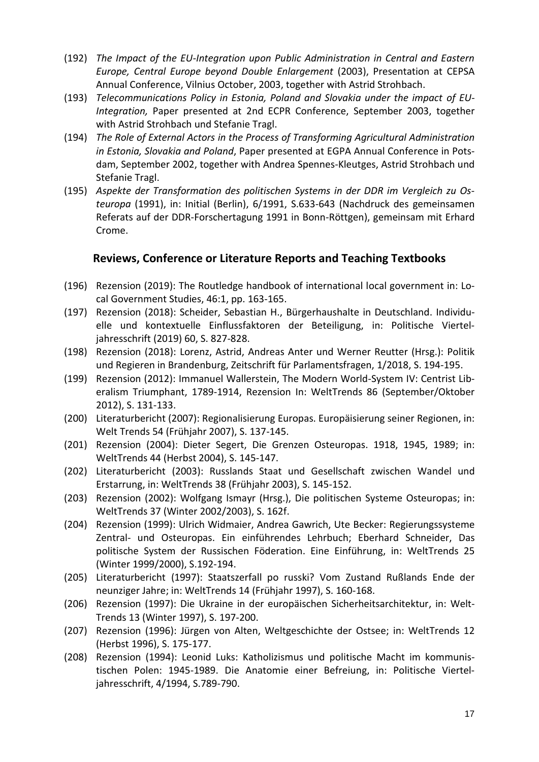(192) *The Impact of the EU-Integration upon Public Administration in Central and Eastern Europe, Central Europe beyond Double Enlargement* (2003), Presentation at CEPSA Annual Conference, Vilnius October, 2003, together with Astrid Strohbach.

(193) *Telecommunications Policy in Estonia, Poland and Slovakia under the impact of EU-Integration,* Paper presented at 2nd ECPR Conference, September 2003, together with Astrid Strohbach und Stefanie Tragl.

(194) *The Role of External Actors in the Process of Transforming Agricultural Administration in Estonia, Slovakia and Poland*, Paper presented at EGPA Annual Conference in Potsdam, September 2002, together with Andrea Spennes-Kleutges, Astrid Strohbach und Stefanie Tragl.

(195) *Aspekte der Transformation des politischen Systems in der DDR im Vergleich zu Osteuropa* (1991), in: Initial (Berlin), 6/1991, S.633-643 (Nachdruck des gemeinsamen Referats auf der DDR-Forschertagung 1991 in Bonn-Röttgen), gemeinsam mit Erhard Crome.

## Reviews, Conference or Literature Reports and Teaching Textbooks

(196) Rezension (2019): The Routledge handbook of international local government in: Local Government Studies, 46:1, pp. 163-165.

(197) Rezension (2018): Scheider, Sebastian H., Bürgerhaushalte in Deutschland. Individuelle und kontextuelle Einflussfaktoren der Beteiligung, in: Politische Vierteljahresschrift (2019) 60, S. 827-828.

(198) Rezension (2018): Lorenz, Astrid, Andreas Anter und Werner Reutter (Hrsg.): Politik und Regieren in Brandenburg, Zeitschrift für Parlamentsfragen, 1/2018, S. 194-195.

(199) Rezension (2012): Immanuel Wallerstein, The Modern World-System IV: Centrist Liberalism Triumphant, 1789-1914, Rezension In: WeltTrends 86 (September/Oktober 2012), S. 131-133.

(200) Literaturbericht (2007): Regionalisierung Europas. Europäisierung seiner Regionen, in: Welt Trends 54 (Frühjahr 2007), S. 137-145.

(201) Rezension (2004): Dieter Segert, Die Grenzen Osteuropas. 1918, 1945, 1989; in: WeltTrends 44 (Herbst 2004), S. 145-147.

(202) Literaturbericht (2003): Russlands Staat und Gesellschaft zwischen Wandel und Erstarrung, in: WeltTrends 38 (Frühjahr 2003), S. 145-152.

(203) Rezension (2002): Wolfgang Ismayr (Hrsg.), Die politischen Systeme Osteuropas; in: WeltTrends 37 (Winter 2002/2003), S. 162f.

(204) Rezension (1999): Ulrich Widmaier, Andrea Gawrich, Ute Becker: Regierungssysteme Zentral- und Osteuropas. Ein einführendes Lehrbuch; Eberhard Schneider, Das politische System der Russischen Föderation. Eine Einführung, in: WeltTrends 25 (Winter 1999/2000), S.192-194.

(205) Literaturbericht (1997): Staatszerfall po russki? Vom Zustand Rußlands Ende der neunziger Jahre; in: WeltTrends 14 (Frühjahr 1997), S. 160-168.

(206) Rezension (1997): Die Ukraine in der europäischen Sicherheitsarchitektur, in: WeltTrends 13 (Winter 1997), S. 197-200.

(207) Rezension (1996): Jürgen von Alten, Weltgeschichte der Ostsee; in: WeltTrends 12 (Herbst 1996), S. 175-177.

(208) Rezension (1994): Leonid Luks: Katholizismus und politische Macht im kommunistischen Polen: 1945-1989. Die Anatomie einer Befreiung, in: Politische Vierteljahresschrift, 4/1994, S.789-790.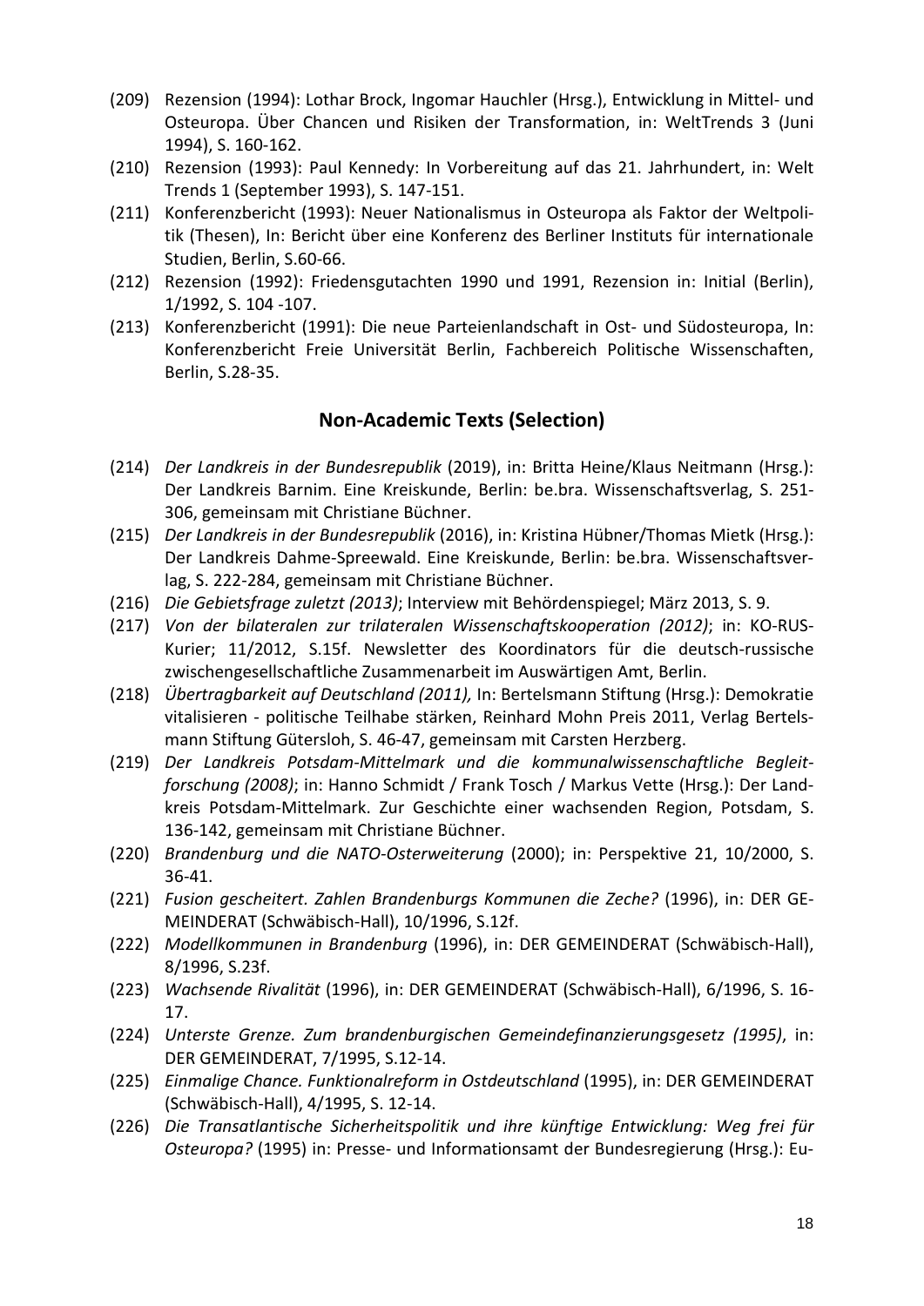(209) Rezension (1994): Lothar Brock, Ingomar Hauchler (Hrsg.), Entwicklung in Mittel- und Osteuropa. Über Chancen und Risiken der Transformation, in: WeltTrends 3 (Juni 1994), S. 160-162.

(210) Rezension (1993): Paul Kennedy: In Vorbereitung auf das 21. Jahrhundert, in: Welt Trends 1 (September 1993), S. 147-151.

(211) Konferenzbericht (1993): Neuer Nationalismus in Osteuropa als Faktor der Weltpolitik (Thesen), In: Bericht über eine Konferenz des Berliner Instituts für internationale Studien, Berlin, S.60-66.

(212) Rezension (1992): Friedensgutachten 1990 und 1991, Rezension in: Initial (Berlin), 1/1992, S. 104 -107.

(213) Konferenzbericht (1991): Die neue Parteienlandschaft in Ost- und Südosteuropa, In: Konferenzbericht Freie Universität Berlin, Fachbereich Politische Wissenschaften, Berlin, S.28-35.

## Non-Academic Texts (Selection)

(214) *Der Landkreis in der Bundesrepublik* (2019), in: Britta Heine/Klaus Neitmann (Hrsg.): Der Landkreis Barnim. Eine Kreiskunde, Berlin: be.bra. Wissenschaftsverlag, S. 251-306, gemeinsam mit Christiane Büchner.

(215) *Der Landkreis in der Bundesrepublik* (2016), in: Kristina Hübner/Thomas Mietk (Hrsg.): Der Landkreis Dahme-Spreewald. Eine Kreiskunde, Berlin: be.bra. Wissenschaftsverlag, S. 222-284, gemeinsam mit Christiane Büchner.

(216) *Die Gebietsfrage zuletzt (2013)*; Interview mit Behördenspiegel; März 2013, S. 9.

(217) *Von der bilateralen zur trilateralen Wissenschaftskooperation (2012)*; in: KO-RUS-Kurier; 11/2012, S.15f. Newsletter des Koordinators für die deutsch-russische zwischengesellschaftliche Zusammenarbeit im Auswärtigen Amt, Berlin.

(218) *Übertragbarkeit auf Deutschland (2011),* In: Bertelsmann Stiftung (Hrsg.): Demokratie vitalisieren - politische Teilhabe stärken, Reinhard Mohn Preis 2011, Verlag Bertelsmann Stiftung Gütersloh, S. 46-47, gemeinsam mit Carsten Herzberg.

(219) *Der Landkreis Potsdam-Mittelmark und die kommunalwissenschaftliche Begleitforschung (2008)*; in: Hanno Schmidt / Frank Tosch / Markus Vette (Hrsg.): Der Landkreis Potsdam-Mittelmark. Zur Geschichte einer wachsenden Region, Potsdam, S. 136-142, gemeinsam mit Christiane Büchner.

(220) *Brandenburg und die NATO-Osterweiterung* (2000); in: Perspektive 21, 10/2000, S. 36-41.

(221) *Fusion gescheitert. Zahlen Brandenburgs Kommunen die Zeche?* (1996), in: DER GEMEINDERAT (Schwäbisch-Hall), 10/1996, S.12f.

(222) *Modellkommunen in Brandenburg* (1996), in: DER GEMEINDERAT (Schwäbisch-Hall), 8/1996, S.23f.

(223) *Wachsende Rivalität* (1996), in: DER GEMEINDERAT (Schwäbisch-Hall), 6/1996, S. 16-17.

(224) *Unterste Grenze. Zum brandenburgischen Gemeindefinanzierungsgesetz (1995)*, in: DER GEMEINDERAT, 7/1995, S.12-14.

(225) *Einmalige Chance. Funktionalreform in Ostdeutschland* (1995), in: DER GEMEINDERAT (Schwäbisch-Hall), 4/1995, S. 12-14.

(226) *Die Transatlantische Sicherheitspolitik und ihre künftige Entwicklung: Weg frei für Osteuropa?* (1995) in: Presse- und Informationsamt der Bundesregierung (Hrsg.): Eu-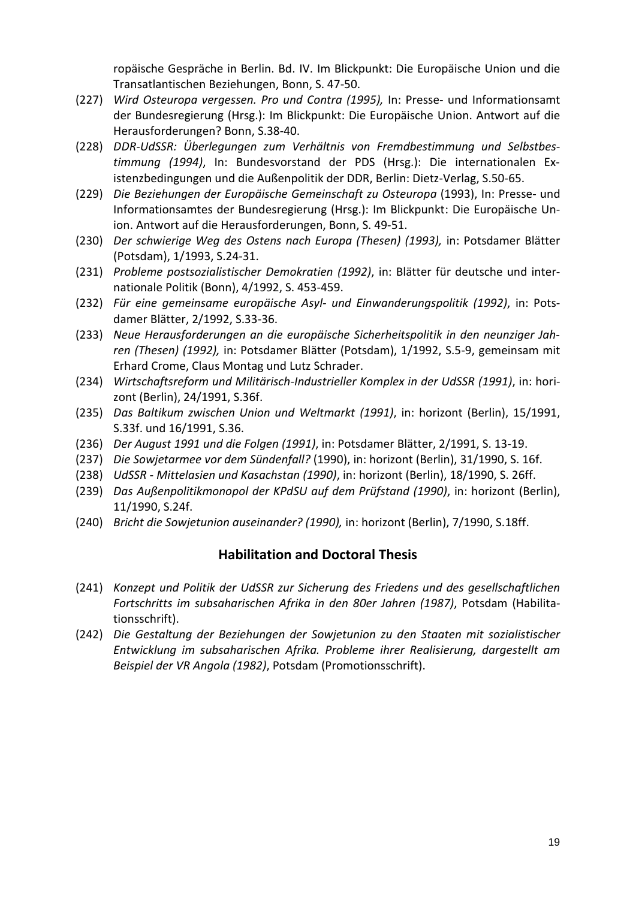ropäische Gespräche in Berlin. Bd. IV. Im Blickpunkt: Die Europäische Union und die Transatlantischen Beziehungen, Bonn, S. 47-50.

(227) *Wird Osteuropa vergessen. Pro und Contra (1995),* In: Presse- und Informationsamt der Bundesregierung (Hrsg.): Im Blickpunkt: Die Europäische Union. Antwort auf die Herausforderungen? Bonn, S.38-40.

(228) *DDR-UdSSR: Überlegungen zum Verhältnis von Fremdbestimmung und Selbstbestimmung (1994)*, In: Bundesvorstand der PDS (Hrsg.): Die internationalen Existenzbedingungen und die Außenpolitik der DDR, Berlin: Dietz-Verlag, S.50-65.

(229) *Die Beziehungen der Europäische Gemeinschaft zu Osteuropa* (1993), In: Presse- und Informationsamtes der Bundesregierung (Hrsg.): Im Blickpunkt: Die Europäische Union. Antwort auf die Herausforderungen, Bonn, S. 49-51.

(230) *Der schwierige Weg des Ostens nach Europa (Thesen) (1993),* in: Potsdamer Blätter (Potsdam), 1/1993, S.24-31.

(231) *Probleme postsozialistischer Demokratien (1992)*, in: Blätter für deutsche und internationale Politik (Bonn), 4/1992, S. 453-459.

(232) *Für eine gemeinsame europäische Asyl- und Einwanderungspolitik (1992)*, in: Potsdamer Blätter, 2/1992, S.33-36.

(233) *Neue Herausforderungen an die europäische Sicherheitspolitik in den neunziger Jahren (Thesen) (1992),* in: Potsdamer Blätter (Potsdam), 1/1992, S.5-9, gemeinsam mit Erhard Crome, Claus Montag und Lutz Schrader.

(234) *Wirtschaftsreform und Militärisch-Industrieller Komplex in der UdSSR (1991)*, in: horizont (Berlin), 24/1991, S.36f.

(235) *Das Baltikum zwischen Union und Weltmarkt (1991)*, in: horizont (Berlin), 15/1991, S.33f. und 16/1991, S.36.

(236) *Der August 1991 und die Folgen (1991)*, in: Potsdamer Blätter, 2/1991, S. 13-19.

(237) *Die Sowjetarmee vor dem Sündenfall?* (1990), in: horizont (Berlin), 31/1990, S. 16f.

(238) *UdSSR - Mittelasien und Kasachstan (1990)*, in: horizont (Berlin), 18/1990, S. 26ff.

(239) *Das Außenpolitikmonopol der KPdSU auf dem Prüfstand (1990)*, in: horizont (Berlin), 11/1990, S.24f.

(240) *Bricht die Sowjetunion auseinander? (1990),* in: horizont (Berlin), 7/1990, S.18ff.

## Habilitation and Doctoral Thesis

(241) *Konzept und Politik der UdSSR zur Sicherung des Friedens und des gesellschaftlichen Fortschritts im subsaharischen Afrika in den 80er Jahren (1987)*, Potsdam (Habilitationsschrift).

(242) *Die Gestaltung der Beziehungen der Sowjetunion zu den Staaten mit sozialistischer Entwicklung im subsaharischen Afrika. Probleme ihrer Realisierung, dargestellt am Beispiel der VR Angola (1982)*, Potsdam (Promotionsschrift).